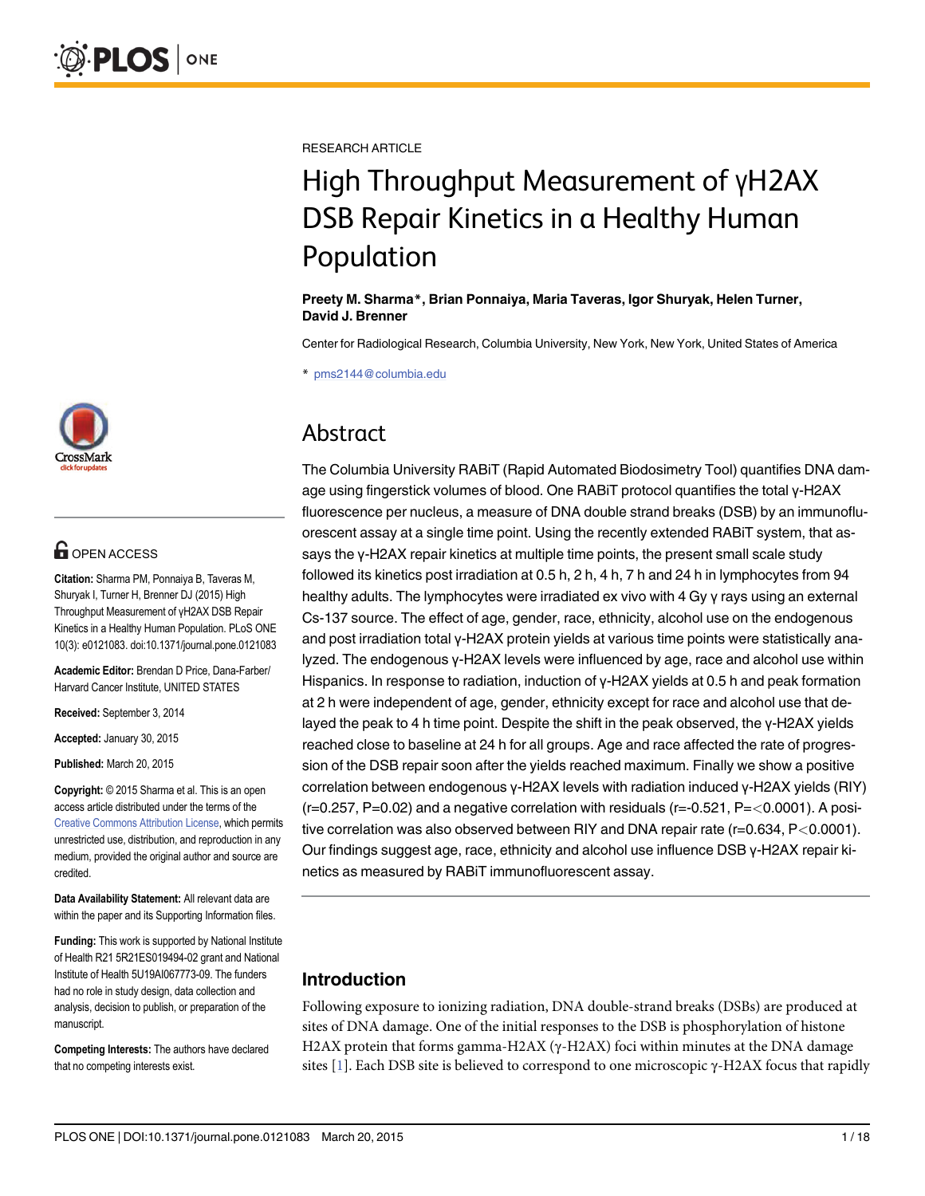RESEARCH ARTICLE

# High Throughput Measurement of γH2AX DSB Repair Kinetics in a Healthy Human Population

**Preety M. Sharma*, Brian Ponnaiya, Maria Taveras, Igor Shuryak, Helen Turner, David J. Brenner**

Center for Radiological Research, Columbia University, New York, New York, United States of America

* pms2144@columbia.edu

## Abstract

The Columbia University RABiT (Rapid Automated Biodosimetry Tool) quantifies DNA damage using fingerstick volumes of blood. One RABiT protocol quantifies the total γ-H2AX fluorescence per nucleus, a measure of DNA double strand breaks (DSB) by an immunofluorescent assay at a single time point. Using the recently extended RABiT system, that assays the γ-H2AX repair kinetics at multiple time points, the present small scale study followed its kinetics post irradiation at 0.5 h, 2 h, 4 h, 7 h and 24 h in lymphocytes from 94 healthy adults. The lymphocytes were irradiated ex vivo with 4 Gy γ rays using an external Cs-137 source. The effect of age, gender, race, ethnicity, alcohol use on the endogenous and post irradiation total γ-H2AX protein yields at various time points were statistically analyzed. The endogenous γ-H2AX levels were influenced by age, race and alcohol use within Hispanics. In response to radiation, induction of γ-H2AX yields at 0.5 h and peak formation at 2 h were independent of age, gender, ethnicity except for race and alcohol use that delayed the peak to 4 h time point. Despite the shift in the peak observed, the γ-H2AX yields reached close to baseline at 24 h for all groups. Age and race affected the rate of progression of the DSB repair soon after the yields reached maximum. Finally we show a positive correlation between endogenous γ-H2AX levels with radiation induced γ-H2AX yields (RIY) ($r=0.257$, $P=0.02$) and a negative correlation with residuals ($r=-0.521$, $P=<0.0001$). A positive correlation was also observed between RIY and DNA repair rate ($r=0.634$, $P<0.0001$). Our findings suggest age, race, ethnicity and alcohol use influence DSB γ-H2AX repair kinetics as measured by RABiT immunofluorescent assay.

OPEN ACCESS

**Citation:** Sharma PM, Ponnaiya B, Taveras M, Shuryak I, Turner H, Brenner DJ (2015) High Throughput Measurement of γH2AX DSB Repair Kinetics in a Healthy Human Population. PLoS ONE 10(3): e0121083. doi:10.1371/journal.pone.0121083

**Academic Editor:** Brendan D Price, Dana-Farber/Harvard Cancer Institute, UNITED STATES

**Received:** September 3, 2014

**Accepted:** January 30, 2015

**Published:** March 20, 2015

**Copyright:** © 2015 Sharma et al. This is an open access article distributed under the terms of the Creative Commons Attribution License, which permits unrestricted use, distribution, and reproduction in any medium, provided the original author and source are credited.

**Data Availability Statement:** All relevant data are within the paper and its Supporting Information files.

**Funding:** This work is supported by National Institute of Health R21 5R21ES019494-02 grant and National Institute of Health 5U19AI067773-09. The funders had no role in study design, data collection and analysis, decision to publish, or preparation of the manuscript.

**Competing Interests:** The authors have declared that no competing interests exist.

## Introduction

Following exposure to ionizing radiation, DNA double-strand breaks (DSBs) are produced at sites of DNA damage. One of the initial responses to the DSB is phosphorylation of histone H2AX protein that forms gamma-H2AX (γ-H2AX) foci within minutes at the DNA damage sites [1]. Each DSB site is believed to correspond to one microscopic γ-H2AX focus that rapidly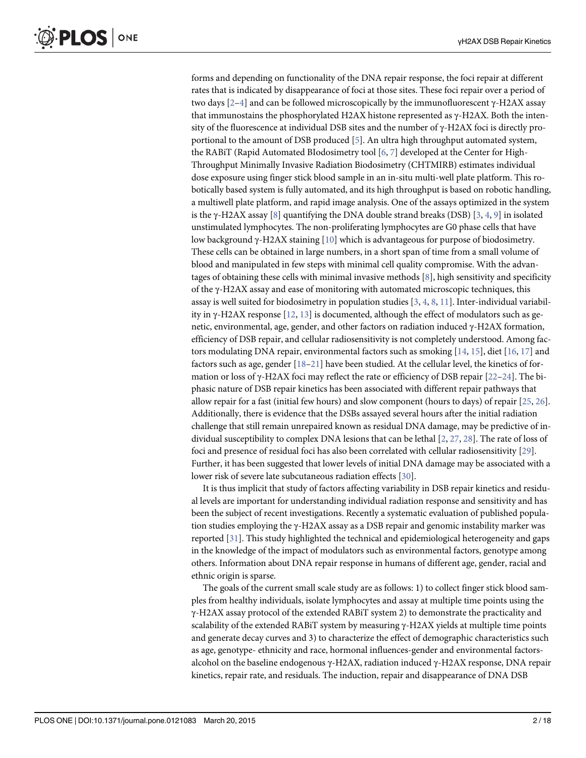forms and depending on functionality of the DNA repair response, the foci repair at different rates that is indicated by disappearance of foci at those sites. These foci repair over a period of two days [2–4] and can be followed microscopically by the immunofluorescent γ-H2AX assay that immunostains the phosphorylated H2AX histone represented as γ-H2AX. Both the intensity of the fluorescence at individual DSB sites and the number of γ-H2AX foci is directly proportional to the amount of DSB produced [5]. An ultra high throughput automated system, the RABiT (Rapid Automated BIodosimetry tool [6, 7] developed at the Center for High-Throughput Minimally Invasive Radiation Biodosimetry (CHTMIRB) estimates individual dose exposure using finger stick blood sample in an in-situ multi-well plate platform. This robotically based system is fully automated, and its high throughput is based on robotic handling, a multiwell plate platform, and rapid image analysis. One of the assays optimized in the system is the γ-H2AX assay [8] quantifying the DNA double strand breaks (DSB) [3, 4, 9] in isolated unstimulated lymphocytes. The non-proliferating lymphocytes are G0 phase cells that have low background γ-H2AX staining [10] which is advantageous for purpose of biodosimetry. These cells can be obtained in large numbers, in a short span of time from a small volume of blood and manipulated in few steps with minimal cell quality compromise. With the advantages of obtaining these cells with minimal invasive methods [8], high sensitivity and specificity of the γ-H2AX assay and ease of monitoring with automated microscopic techniques, this assay is well suited for biodosimetry in population studies [3, 4, 8, 11]. Inter-individual variability in γ-H2AX response [12, 13] is documented, although the effect of modulators such as genetic, environmental, age, gender, and other factors on radiation induced γ-H2AX formation, efficiency of DSB repair, and cellular radiosensitivity is not completely understood. Among factors modulating DNA repair, environmental factors such as smoking [14, 15], diet [16, 17] and factors such as age, gender [18–21] have been studied. At the cellular level, the kinetics of formation or loss of γ-H2AX foci may reflect the rate or efficiency of DSB repair [22–24]. The biphasic nature of DSB repair kinetics has been associated with different repair pathways that allow repair for a fast (initial few hours) and slow component (hours to days) of repair [25, 26]. Additionally, there is evidence that the DSBs assayed several hours after the initial radiation challenge that still remain unrepaired known as residual DNA damage, may be predictive of individual susceptibility to complex DNA lesions that can be lethal [2, 27, 28]. The rate of loss of foci and presence of residual foci has also been correlated with cellular radiosensitivity [29]. Further, it has been suggested that lower levels of initial DNA damage may be associated with a lower risk of severe late subcutaneous radiation effects [30].

It is thus implicit that study of factors affecting variability in DSB repair kinetics and residual levels are important for understanding individual radiation response and sensitivity and has been the subject of recent investigations. Recently a systematic evaluation of published population studies employing the γ-H2AX assay as a DSB repair and genomic instability marker was reported [31]. This study highlighted the technical and epidemiological heterogeneity and gaps in the knowledge of the impact of modulators such as environmental factors, genotype among others. Information about DNA repair response in humans of different age, gender, racial and ethnic origin is sparse.

The goals of the current small scale study are as follows: 1) to collect finger stick blood samples from healthy individuals, isolate lymphocytes and assay at multiple time points using the γ-H2AX assay protocol of the extended RABiT system 2) to demonstrate the practicality and scalability of the extended RABiT system by measuring γ-H2AX yields at multiple time points and generate decay curves and 3) to characterize the effect of demographic characteristics such as age, genotype- ethnicity and race, hormonal influences-gender and environmental factors-alcohol on the baseline endogenous γ-H2AX, radiation induced γ-H2AX response, DNA repair kinetics, repair rate, and residuals. The induction, repair and disappearance of DNA DSB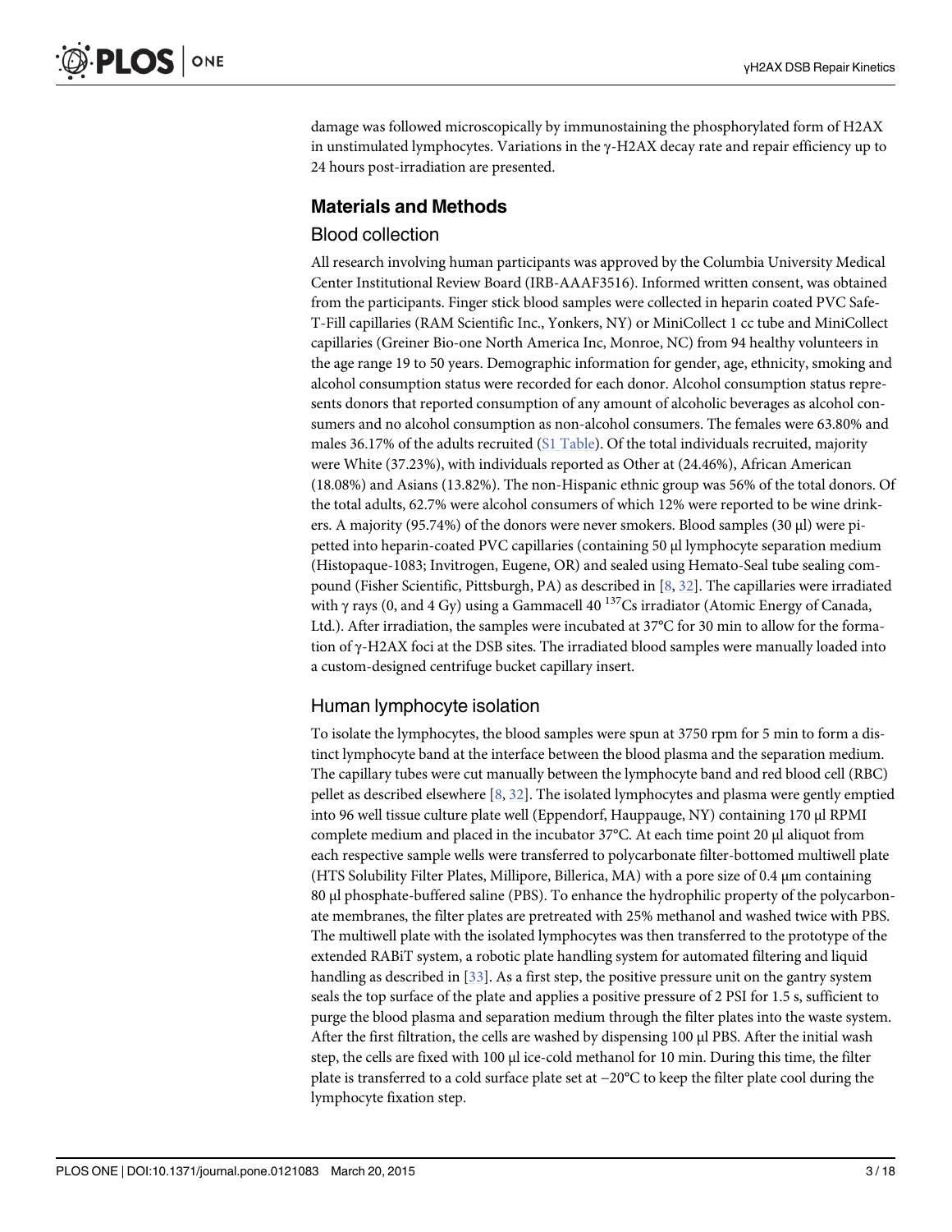damage was followed microscopically by immunostaining the phosphorylated form of H2AX in unstimulated lymphocytes. Variations in the γ-H2AX decay rate and repair efficiency up to 24 hours post-irradiation are presented.

## Materials and Methods

### Blood collection

All research involving human participants was approved by the Columbia University Medical Center Institutional Review Board (IRB-AAAF3516). Informed written consent, was obtained from the participants. Finger stick blood samples were collected in heparin coated PVC Safe-T-Fill capillaries (RAM Scientific Inc., Yonkers, NY) or MiniCollect 1 cc tube and MiniCollect capillaries (Greiner Bio-one North America Inc, Monroe, NC) from 94 healthy volunteers in the age range 19 to 50 years. Demographic information for gender, age, ethnicity, smoking and alcohol consumption status were recorded for each donor. Alcohol consumption status represents donors that reported consumption of any amount of alcoholic beverages as alcohol consumers and no alcohol consumption as non-alcohol consumers. The females were 63.80% and males 36.17% of the adults recruited (S1 Table). Of the total individuals recruited, majority were White (37.23%), with individuals reported as Other at (24.46%), African American (18.08%) and Asians (13.82%). The non-Hispanic ethnic group was 56% of the total donors. Of the total adults, 62.7% were alcohol consumers of which 12% were reported to be wine drinkers. A majority (95.74%) of the donors were never smokers. Blood samples (30 μl) were pipetted into heparin-coated PVC capillaries (containing 50 μl lymphocyte separation medium (Histopaque-1083; Invitrogen, Eugene, OR) and sealed using Hemato-Seal tube sealing compound (Fisher Scientific, Pittsburgh, PA) as described in [8, 32]. The capillaries were irradiated with γ rays (0, and 4 Gy) using a Gammacell 40 $^{137}$Cs irradiator (Atomic Energy of Canada, Ltd.). After irradiation, the samples were incubated at 37°C for 30 min to allow for the formation of γ-H2AX foci at the DSB sites. The irradiated blood samples were manually loaded into a custom-designed centrifuge bucket capillary insert.

### Human lymphocyte isolation

To isolate the lymphocytes, the blood samples were spun at 3750 rpm for 5 min to form a distinct lymphocyte band at the interface between the blood plasma and the separation medium. The capillary tubes were cut manually between the lymphocyte band and red blood cell (RBC) pellet as described elsewhere [8, 32]. The isolated lymphocytes and plasma were gently emptied into 96 well tissue culture plate well (Eppendorf, Hauppauge, NY) containing 170 μl RPMI complete medium and placed in the incubator 37°C. At each time point 20 μl aliquot from each respective sample wells were transferred to polycarbonate filter-bottomed multiwell plate (HTS Solubility Filter Plates, Millipore, Billerica, MA) with a pore size of 0.4 μm containing 80 μl phosphate-buffered saline (PBS). To enhance the hydrophilic property of the polycarbonate membranes, the filter plates are pretreated with 25% methanol and washed twice with PBS. The multiwell plate with the isolated lymphocytes was then transferred to the prototype of the extended RABiT system, a robotic plate handling system for automated filtering and liquid handling as described in [33]. As a first step, the positive pressure unit on the gantry system seals the top surface of the plate and applies a positive pressure of 2 PSI for 1.5 s, sufficient to purge the blood plasma and separation medium through the filter plates into the waste system. After the first filtration, the cells are washed by dispensing 100 μl PBS. After the initial wash step, the cells are fixed with 100 μl ice-cold methanol for 10 min. During this time, the filter plate is transferred to a cold surface plate set at −20°C to keep the filter plate cool during the lymphocyte fixation step.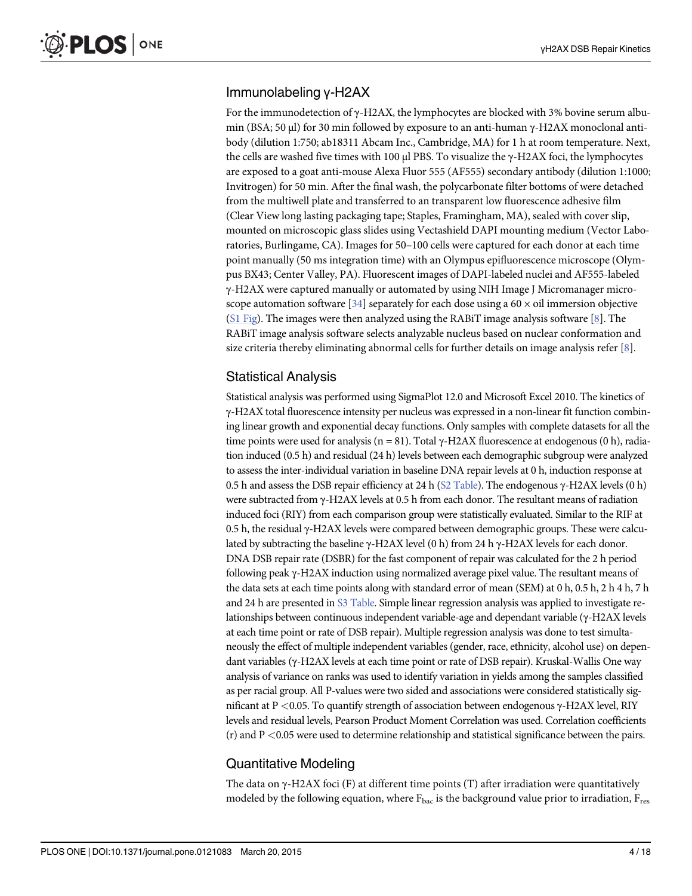## Immunolabeling γ-H2AX

For the immunodetection of γ-H2AX, the lymphocytes are blocked with 3% bovine serum albumin (BSA; 50 μl) for 30 min followed by exposure to an anti-human γ-H2AX monoclonal antibody (dilution 1:750; ab18311 Abcam Inc., Cambridge, MA) for 1 h at room temperature. Next, the cells are washed five times with 100 μl PBS. To visualize the γ-H2AX foci, the lymphocytes are exposed to a goat anti-mouse Alexa Fluor 555 (AF555) secondary antibody (dilution 1:1000; Invitrogen) for 50 min. After the final wash, the polycarbonate filter bottoms of were detached from the multiwell plate and transferred to an transparent low fluorescence adhesive film (Clear View long lasting packaging tape; Staples, Framingham, MA), sealed with cover slip, mounted on microscopic glass slides using Vectashield DAPI mounting medium (Vector Laboratories, Burlingame, CA). Images for 50–100 cells were captured for each donor at each time point manually (50 ms integration time) with an Olympus epifluorescence microscope (Olympus BX43; Center Valley, PA). Fluorescent images of DAPI-labeled nuclei and AF555-labeled γ-H2AX were captured manually or automated by using NIH Image J Micromanager microscope automation software [34] separately for each dose using a 60 × oil immersion objective (S1 Fig). The images were then analyzed using the RABiT image analysis software [8]. The RABiT image analysis software selects analyzable nucleus based on nuclear conformation and size criteria thereby eliminating abnormal cells for further details on image analysis refer [8].

## Statistical Analysis

Statistical analysis was performed using SigmaPlot 12.0 and Microsoft Excel 2010. The kinetics of γ-H2AX total fluorescence intensity per nucleus was expressed in a non-linear fit function combining linear growth and exponential decay functions. Only samples with complete datasets for all the time points were used for analysis (n = 81). Total γ-H2AX fluorescence at endogenous (0 h), radiation induced (0.5 h) and residual (24 h) levels between each demographic subgroup were analyzed to assess the inter-individual variation in baseline DNA repair levels at 0 h, induction response at 0.5 h and assess the DSB repair efficiency at 24 h (S2 Table). The endogenous γ-H2AX levels (0 h) were subtracted from γ-H2AX levels at 0.5 h from each donor. The resultant means of radiation induced foci (RIY) from each comparison group were statistically evaluated. Similar to the RIF at 0.5 h, the residual γ-H2AX levels were compared between demographic groups. These were calculated by subtracting the baseline γ-H2AX level (0 h) from 24 h γ-H2AX levels for each donor. DNA DSB repair rate (DSBR) for the fast component of repair was calculated for the 2 h period following peak γ-H2AX induction using normalized average pixel value. The resultant means of the data sets at each time points along with standard error of mean (SEM) at 0 h, 0.5 h, 2 h 4 h, 7 h and 24 h are presented in S3 Table. Simple linear regression analysis was applied to investigate relationships between continuous independent variable-age and dependant variable (γ-H2AX levels at each time point or rate of DSB repair). Multiple regression analysis was done to test simultaneously the effect of multiple independent variables (gender, race, ethnicity, alcohol use) on dependant variables (γ-H2AX levels at each time point or rate of DSB repair). Kruskal-Wallis One way analysis of variance on ranks was used to identify variation in yields among the samples classified as per racial group. All P-values were two sided and associations were considered statistically significant at $P < 0.05$. To quantify strength of association between endogenous γ-H2AX level, RIY levels and residual levels, Pearson Product Moment Correlation was used. Correlation coefficients (r) and $P < 0.05$ were used to determine relationship and statistical significance between the pairs.

## Quantitative Modeling

The data on γ-H2AX foci (F) at different time points (T) after irradiation were quantitatively modeled by the following equation, where $F_{bac}$ is the background value prior to irradiation, $F_{res}$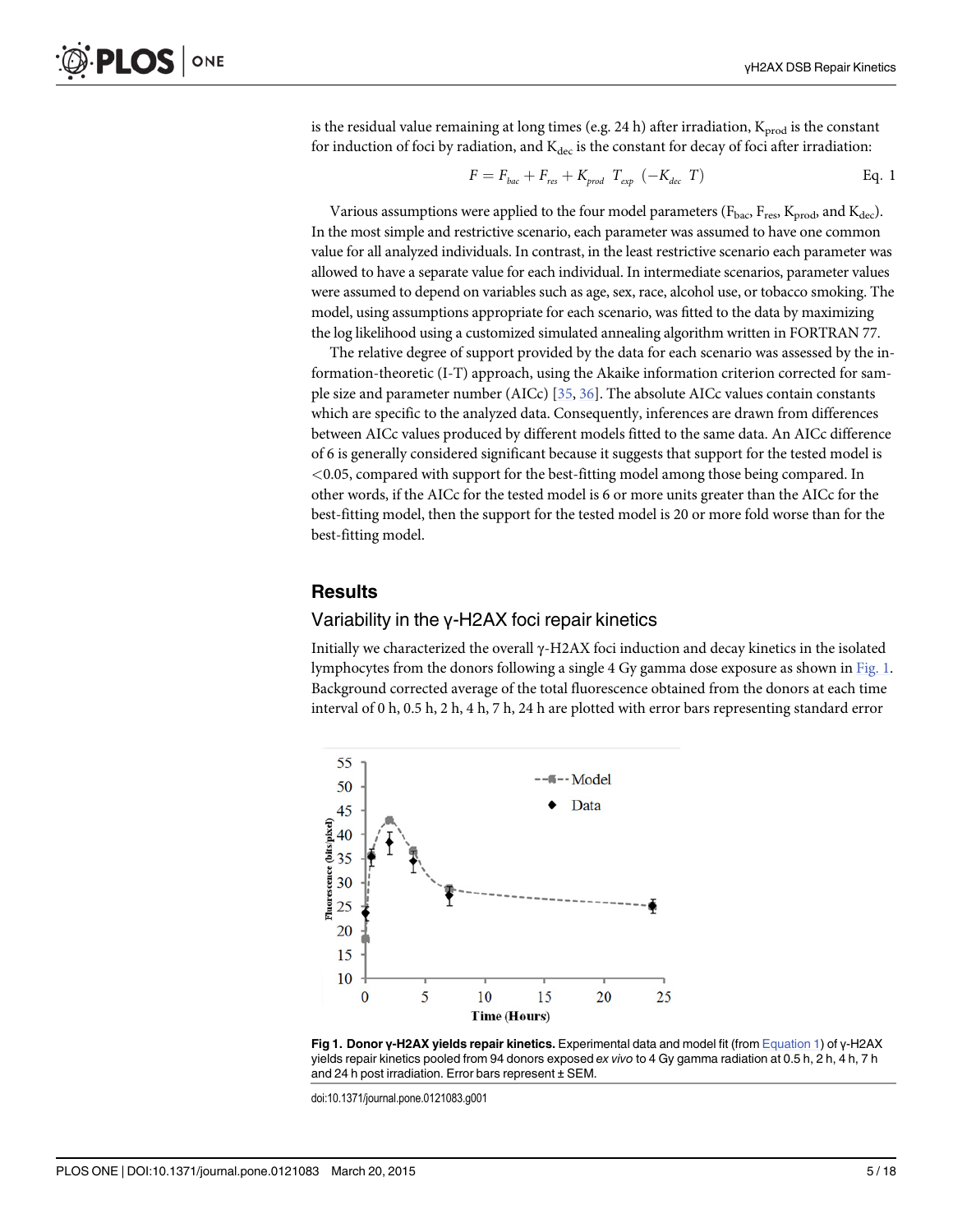is the residual value remaining at long times (e.g. 24 h) after irradiation, $K_{prod}$ is the constant for induction of foci by radiation, and $K_{dec}$ is the constant for decay of foci after irradiation:

$$F = F_{bac} + F_{res} + K_{prod}\ T_{exp}\ (-K_{dec}\ T) \qquad \text{Eq. 1}$$

Various assumptions were applied to the four model parameters ($F_{bac}$, $F_{res}$, $K_{prod}$, and $K_{dec}$). In the most simple and restrictive scenario, each parameter was assumed to have one common value for all analyzed individuals. In contrast, in the least restrictive scenario each parameter was allowed to have a separate value for each individual. In intermediate scenarios, parameter values were assumed to depend on variables such as age, sex, race, alcohol use, or tobacco smoking. The model, using assumptions appropriate for each scenario, was fitted to the data by maximizing the log likelihood using a customized simulated annealing algorithm written in FORTRAN 77.

The relative degree of support provided by the data for each scenario was assessed by the information-theoretic (I-T) approach, using the Akaike information criterion corrected for sample size and parameter number (AICc) [35, 36]. The absolute AICc values contain constants which are specific to the analyzed data. Consequently, inferences are drawn from differences between AICc values produced by different models fitted to the same data. An AICc difference of 6 is generally considered significant because it suggests that support for the tested model is <0.05, compared with support for the best-fitting model among those being compared. In other words, if the AICc for the tested model is 6 or more units greater than the AICc for the best-fitting model, then the support for the tested model is 20 or more fold worse than for the best-fitting model.

## Results

### Variability in the γ-H2AX foci repair kinetics

Initially we characterized the overall γ-H2AX foci induction and decay kinetics in the isolated lymphocytes from the donors following a single 4 Gy gamma dose exposure as shown in Fig. 1. Background corrected average of the total fluorescence obtained from the donors at each time interval of 0 h, 0.5 h, 2 h, 4 h, 7 h, 24 h are plotted with error bars representing standard error

**Fig 1. Donor γ-H2AX yields repair kinetics.** Experimental data and model fit (from Equation 1) of γ-H2AX yields repair kinetics pooled from 94 donors exposed *ex vivo* to 4 Gy gamma radiation at 0.5 h, 2 h, 4 h, 7 h and 24 h post irradiation. Error bars represent ± SEM.

doi:10.1371/journal.pone.0121083.g001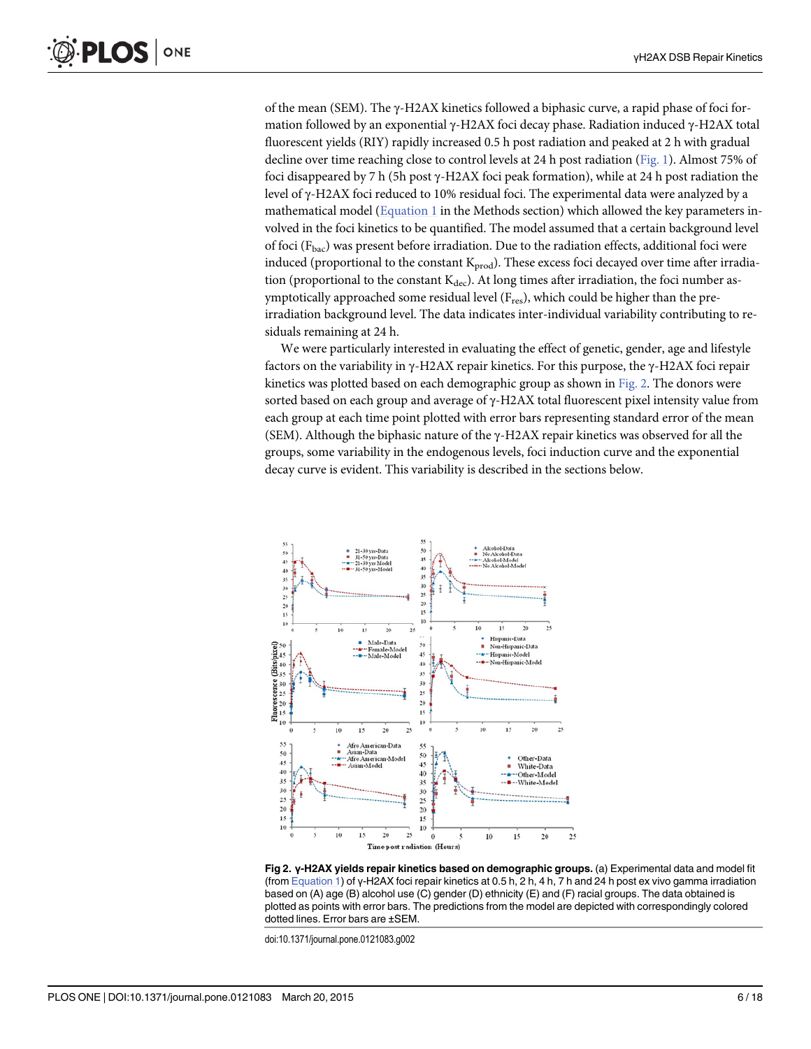of the mean (SEM). The γ-H2AX kinetics followed a biphasic curve, a rapid phase of foci formation followed by an exponential γ-H2AX foci decay phase. Radiation induced γ-H2AX total fluorescent yields (RIY) rapidly increased 0.5 h post radiation and peaked at 2 h with gradual decline over time reaching close to control levels at 24 h post radiation (Fig. 1). Almost 75% of foci disappeared by 7 h (5h post γ-H2AX foci peak formation), while at 24 h post radiation the level of γ-H2AX foci reduced to 10% residual foci. The experimental data were analyzed by a mathematical model (Equation 1 in the Methods section) which allowed the key parameters involved in the foci kinetics to be quantified. The model assumed that a certain background level of foci ($F_{bac}$) was present before irradiation. Due to the radiation effects, additional foci were induced (proportional to the constant $K_{prod}$). These excess foci decayed over time after irradiation (proportional to the constant $K_{dec}$). At long times after irradiation, the foci number asymptotically approached some residual level ($F_{res}$), which could be higher than the pre-irradiation background level. The data indicates inter-individual variability contributing to residuals remaining at 24 h.

We were particularly interested in evaluating the effect of genetic, gender, age and lifestyle factors on the variability in γ-H2AX repair kinetics. For this purpose, the γ-H2AX foci repair kinetics was plotted based on each demographic group as shown in Fig. 2. The donors were sorted based on each group and average of γ-H2AX total fluorescent pixel intensity value from each group at each time point plotted with error bars representing standard error of the mean (SEM). Although the biphasic nature of the γ-H2AX repair kinetics was observed for all the groups, some variability in the endogenous levels, foci induction curve and the exponential decay curve is evident. This variability is described in the sections below.

**Fig 2. γ-H2AX yields repair kinetics based on demographic groups.** (a) Experimental data and model fit (from Equation 1) of γ-H2AX foci repair kinetics at 0.5 h, 2 h, 4 h, 7 h and 24 h post ex vivo gamma irradiation based on (A) age (B) alcohol use (C) gender (D) ethnicity (E) and (F) racial groups. The data obtained is plotted as points with error bars. The predictions from the model are depicted with correspondingly colored dotted lines. Error bars are ±SEM.

doi:10.1371/journal.pone.0121083.g002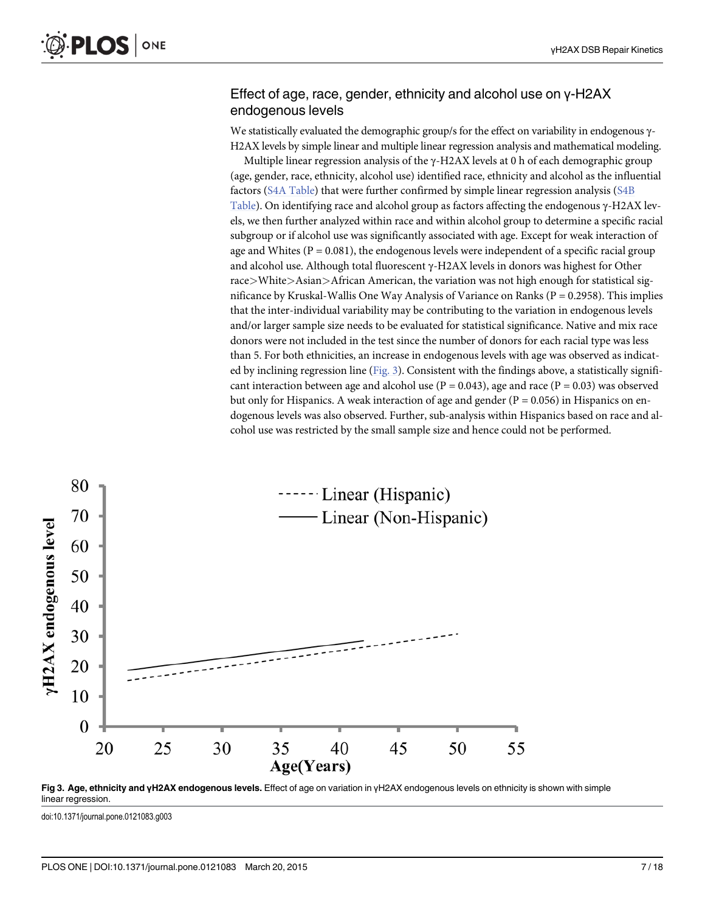## Effect of age, race, gender, ethnicity and alcohol use on γ-H2AX endogenous levels

We statistically evaluated the demographic group/s for the effect on variability in endogenous γ-H2AX levels by simple linear and multiple linear regression analysis and mathematical modeling.

Multiple linear regression analysis of the γ-H2AX levels at 0 h of each demographic group (age, gender, race, ethnicity, alcohol use) identified race, ethnicity and alcohol as the influential factors (S4A Table) that were further confirmed by simple linear regression analysis (S4B Table). On identifying race and alcohol group as factors affecting the endogenous γ-H2AX levels, we then further analyzed within race and within alcohol group to determine a specific racial subgroup or if alcohol use was significantly associated with age. Except for weak interaction of age and Whites ($P = 0.081$), the endogenous levels were independent of a specific racial group and alcohol use. Although total fluorescent γ-H2AX levels in donors was highest for Other race>White>Asian>African American, the variation was not high enough for statistical significance by Kruskal-Wallis One Way Analysis of Variance on Ranks ($P = 0.2958$). This implies that the inter-individual variability may be contributing to the variation in endogenous levels and/or larger sample size needs to be evaluated for statistical significance. Native and mix race donors were not included in the test since the number of donors for each racial type was less than 5. For both ethnicities, an increase in endogenous levels with age was observed as indicated by inclining regression line (Fig. 3). Consistent with the findings above, a statistically significant interaction between age and alcohol use ($P = 0.043$), age and race ($P = 0.03$) was observed but only for Hispanics. A weak interaction of age and gender ($P = 0.056$) in Hispanics on endogenous levels was also observed. Further, sub-analysis within Hispanics based on race and alcohol use was restricted by the small sample size and hence could not be performed.

**Fig 3. Age, ethnicity and γH2AX endogenous levels.** Effect of age on variation in γH2AX endogenous levels on ethnicity is shown with simple linear regression.

doi:10.1371/journal.pone.0121083.g003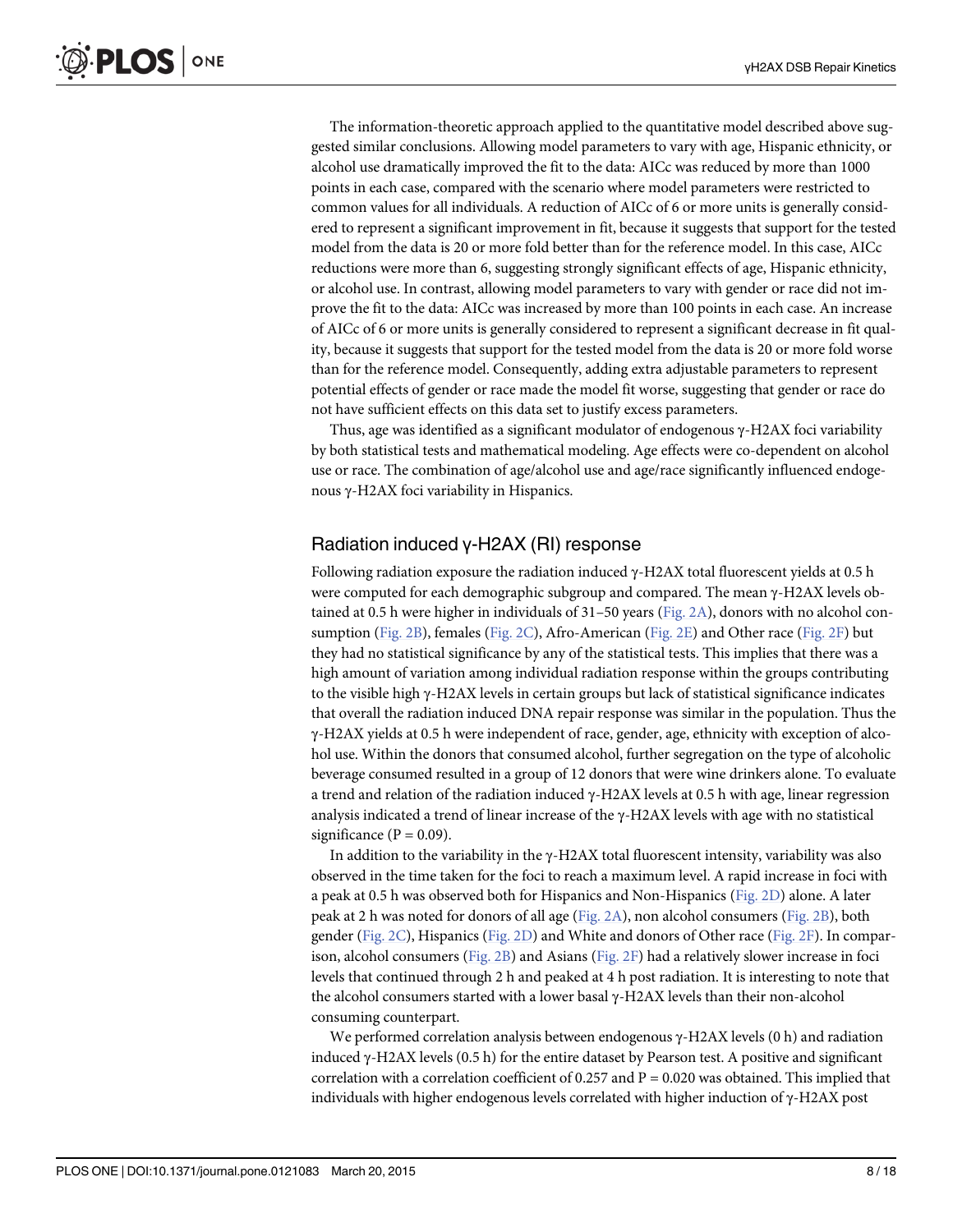The information-theoretic approach applied to the quantitative model described above suggested similar conclusions. Allowing model parameters to vary with age, Hispanic ethnicity, or alcohol use dramatically improved the fit to the data: AICc was reduced by more than 1000 points in each case, compared with the scenario where model parameters were restricted to common values for all individuals. A reduction of AICc of 6 or more units is generally considered to represent a significant improvement in fit, because it suggests that support for the tested model from the data is 20 or more fold better than for the reference model. In this case, AICc reductions were more than 6, suggesting strongly significant effects of age, Hispanic ethnicity, or alcohol use. In contrast, allowing model parameters to vary with gender or race did not improve the fit to the data: AICc was increased by more than 100 points in each case. An increase of AICc of 6 or more units is generally considered to represent a significant decrease in fit quality, because it suggests that support for the tested model from the data is 20 or more fold worse than for the reference model. Consequently, adding extra adjustable parameters to represent potential effects of gender or race made the model fit worse, suggesting that gender or race do not have sufficient effects on this data set to justify excess parameters.

Thus, age was identified as a significant modulator of endogenous γ-H2AX foci variability by both statistical tests and mathematical modeling. Age effects were co-dependent on alcohol use or race. The combination of age/alcohol use and age/race significantly influenced endogenous γ-H2AX foci variability in Hispanics.

## Radiation induced γ-H2AX (RI) response

Following radiation exposure the radiation induced γ-H2AX total fluorescent yields at 0.5 h were computed for each demographic subgroup and compared. The mean γ-H2AX levels obtained at 0.5 h were higher in individuals of 31–50 years (Fig. 2A), donors with no alcohol consumption (Fig. 2B), females (Fig. 2C), Afro-American (Fig. 2E) and Other race (Fig. 2F) but they had no statistical significance by any of the statistical tests. This implies that there was a high amount of variation among individual radiation response within the groups contributing to the visible high γ-H2AX levels in certain groups but lack of statistical significance indicates that overall the radiation induced DNA repair response was similar in the population. Thus the γ-H2AX yields at 0.5 h were independent of race, gender, age, ethnicity with exception of alcohol use. Within the donors that consumed alcohol, further segregation on the type of alcoholic beverage consumed resulted in a group of 12 donors that were wine drinkers alone. To evaluate a trend and relation of the radiation induced γ-H2AX levels at 0.5 h with age, linear regression analysis indicated a trend of linear increase of the γ-H2AX levels with age with no statistical significance ($P = 0.09$).

In addition to the variability in the γ-H2AX total fluorescent intensity, variability was also observed in the time taken for the foci to reach a maximum level. A rapid increase in foci with a peak at 0.5 h was observed both for Hispanics and Non-Hispanics (Fig. 2D) alone. A later peak at 2 h was noted for donors of all age (Fig. 2A), non alcohol consumers (Fig. 2B), both gender (Fig. 2C), Hispanics (Fig. 2D) and White and donors of Other race (Fig. 2F). In comparison, alcohol consumers (Fig. 2B) and Asians (Fig. 2F) had a relatively slower increase in foci levels that continued through 2 h and peaked at 4 h post radiation. It is interesting to note that the alcohol consumers started with a lower basal γ-H2AX levels than their non-alcohol consuming counterpart.

We performed correlation analysis between endogenous γ-H2AX levels (0 h) and radiation induced γ-H2AX levels (0.5 h) for the entire dataset by Pearson test. A positive and significant correlation with a correlation coefficient of 0.257 and $P = 0.020$ was obtained. This implied that individuals with higher endogenous levels correlated with higher induction of γ-H2AX post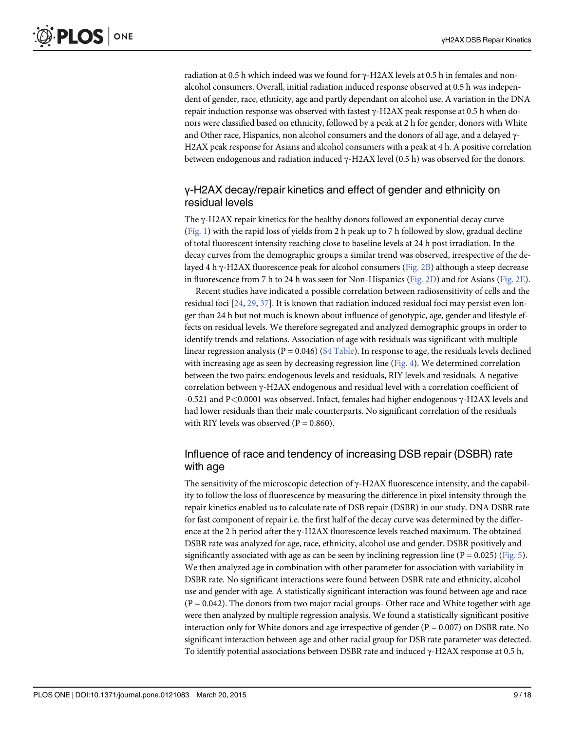radiation at 0.5 h which indeed was we found for γ-H2AX levels at 0.5 h in females and non-alcohol consumers. Overall, initial radiation induced response observed at 0.5 h was independent of gender, race, ethnicity, age and partly dependant on alcohol use. A variation in the DNA repair induction response was observed with fastest γ-H2AX peak response at 0.5 h when donors were classified based on ethnicity, followed by a peak at 2 h for gender, donors with White and Other race, Hispanics, non alcohol consumers and the donors of all age, and a delayed γ-H2AX peak response for Asians and alcohol consumers with a peak at 4 h. A positive correlation between endogenous and radiation induced γ-H2AX level (0.5 h) was observed for the donors.

## γ-H2AX decay/repair kinetics and effect of gender and ethnicity on residual levels

The γ-H2AX repair kinetics for the healthy donors followed an exponential decay curve (Fig. 1) with the rapid loss of yields from 2 h peak up to 7 h followed by slow, gradual decline of total fluorescent intensity reaching close to baseline levels at 24 h post irradiation. In the decay curves from the demographic groups a similar trend was observed, irrespective of the delayed 4 h γ-H2AX fluorescence peak for alcohol consumers (Fig. 2B) although a steep decrease in fluorescence from 7 h to 24 h was seen for Non-Hispanics (Fig. 2D) and for Asians (Fig. 2E).

Recent studies have indicated a possible correlation between radiosensitivity of cells and the residual foci [24, 29, 37]. It is known that radiation induced residual foci may persist even longer than 24 h but not much is known about influence of genotypic, age, gender and lifestyle effects on residual levels. We therefore segregated and analyzed demographic groups in order to identify trends and relations. Association of age with residuals was significant with multiple linear regression analysis ($P = 0.046$) (S4 Table). In response to age, the residuals levels declined with increasing age as seen by decreasing regression line (Fig. 4). We determined correlation between the two pairs: endogenous levels and residuals, RIY levels and residuals. A negative correlation between γ-H2AX endogenous and residual level with a correlation coefficient of -0.521 and $P < 0.0001$ was observed. Infact, females had higher endogenous γ-H2AX levels and had lower residuals than their male counterparts. No significant correlation of the residuals with RIY levels was observed ($P = 0.860$).

## Influence of race and tendency of increasing DSB repair (DSBR) rate with age

The sensitivity of the microscopic detection of γ-H2AX fluorescence intensity, and the capability to follow the loss of fluorescence by measuring the difference in pixel intensity through the repair kinetics enabled us to calculate rate of DSB repair (DSBR) in our study. DNA DSBR rate for fast component of repair i.e. the first half of the decay curve was determined by the difference at the 2 h period after the γ-H2AX fluorescence levels reached maximum. The obtained DSBR rate was analyzed for age, race, ethnicity, alcohol use and gender. DSBR positively and significantly associated with age as can be seen by inclining regression line ($P = 0.025$) (Fig. 5). We then analyzed age in combination with other parameter for association with variability in DSBR rate. No significant interactions were found between DSBR rate and ethnicity, alcohol use and gender with age. A statistically significant interaction was found between age and race ($P = 0.042$). The donors from two major racial groups- Other race and White together with age were then analyzed by multiple regression analysis. We found a statistically significant positive interaction only for White donors and age irrespective of gender ($P = 0.007$) on DSBR rate. No significant interaction between age and other racial group for DSB rate parameter was detected. To identify potential associations between DSBR rate and induced γ-H2AX response at 0.5 h,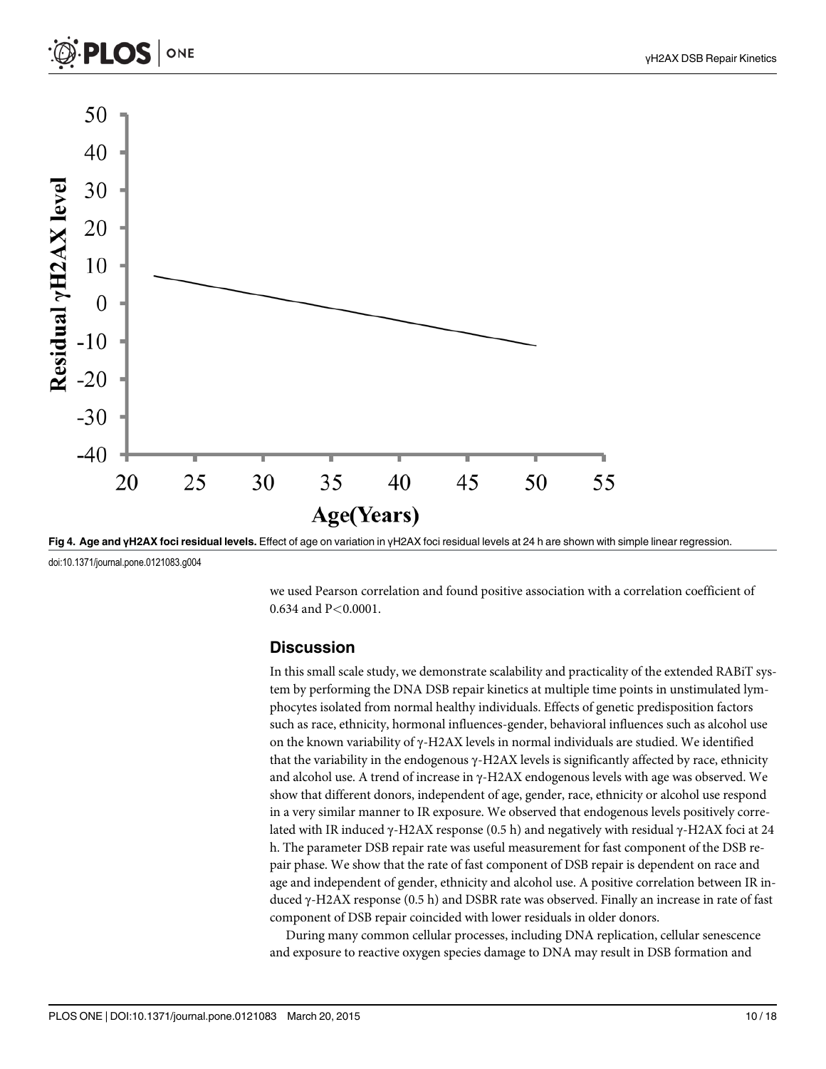Fig 4. Age and γH2AX foci residual levels. Effect of age on variation in γH2AX foci residual levels at 24 h are shown with simple linear regression.

doi:10.1371/journal.pone.0121083.g004

we used Pearson correlation and found positive association with a correlation coefficient of 0.634 and $P<0.0001$.

## Discussion

In this small scale study, we demonstrate scalability and practicality of the extended RABiT system by performing the DNA DSB repair kinetics at multiple time points in unstimulated lymphocytes isolated from normal healthy individuals. Effects of genetic predisposition factors such as race, ethnicity, hormonal influences-gender, behavioral influences such as alcohol use on the known variability of γ-H2AX levels in normal individuals are studied. We identified that the variability in the endogenous γ-H2AX levels is significantly affected by race, ethnicity and alcohol use. A trend of increase in γ-H2AX endogenous levels with age was observed. We show that different donors, independent of age, gender, race, ethnicity or alcohol use respond in a very similar manner to IR exposure. We observed that endogenous levels positively correlated with IR induced γ-H2AX response (0.5 h) and negatively with residual γ-H2AX foci at 24 h. The parameter DSB repair rate was useful measurement for fast component of the DSB repair phase. We show that the rate of fast component of DSB repair is dependent on race and age and independent of gender, ethnicity and alcohol use. A positive correlation between IR induced γ-H2AX response (0.5 h) and DSBR rate was observed. Finally an increase in rate of fast component of DSB repair coincided with lower residuals in older donors.

During many common cellular processes, including DNA replication, cellular senescence and exposure to reactive oxygen species damage to DNA may result in DSB formation and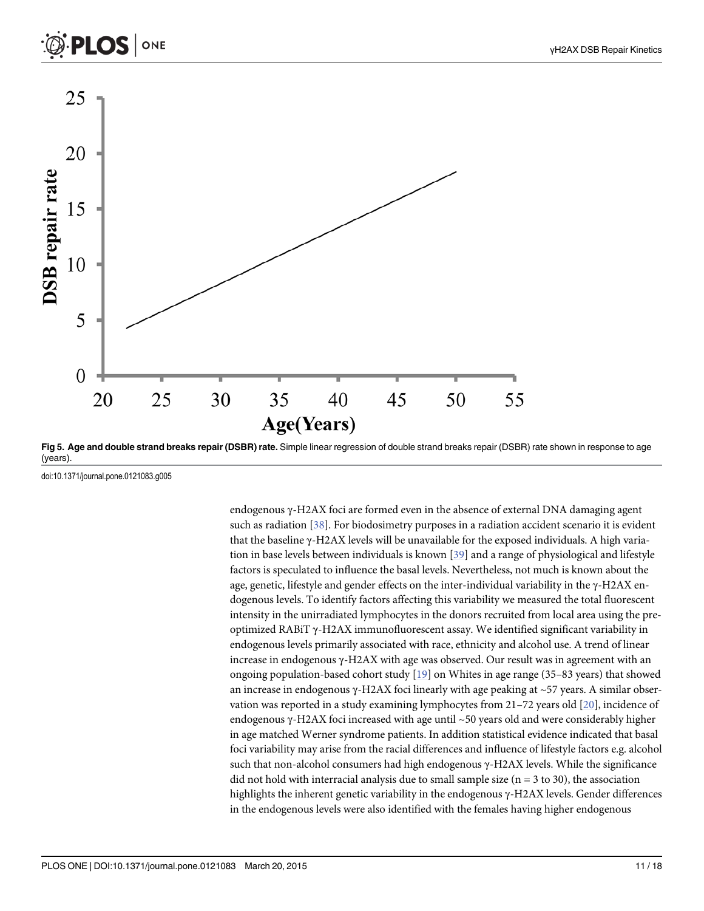**Fig 5. Age and double strand breaks repair (DSBR) rate.** Simple linear regression of double strand breaks repair (DSBR) rate shown in response to age (years).

doi:10.1371/journal.pone.0121083.g005

endogenous γ-H2AX foci are formed even in the absence of external DNA damaging agent such as radiation [38]. For biodosimetry purposes in a radiation accident scenario it is evident that the baseline γ-H2AX levels will be unavailable for the exposed individuals. A high variation in base levels between individuals is known [39] and a range of physiological and lifestyle factors is speculated to influence the basal levels. Nevertheless, not much is known about the age, genetic, lifestyle and gender effects on the inter-individual variability in the γ-H2AX endogenous levels. To identify factors affecting this variability we measured the total fluorescent intensity in the unirradiated lymphocytes in the donors recruited from local area using the pre-optimized RABiT γ-H2AX immunofluorescent assay. We identified significant variability in endogenous levels primarily associated with race, ethnicity and alcohol use. A trend of linear increase in endogenous γ-H2AX with age was observed. Our result was in agreement with an ongoing population-based cohort study [19] on Whites in age range (35–83 years) that showed an increase in endogenous γ-H2AX foci linearly with age peaking at ~57 years. A similar observation was reported in a study examining lymphocytes from 21–72 years old [20], incidence of endogenous γ-H2AX foci increased with age until ~50 years old and were considerably higher in age matched Werner syndrome patients. In addition statistical evidence indicated that basal foci variability may arise from the racial differences and influence of lifestyle factors e.g. alcohol such that non-alcohol consumers had high endogenous γ-H2AX levels. While the significance did not hold with interracial analysis due to small sample size ($n = 3$ to 30), the association highlights the inherent genetic variability in the endogenous γ-H2AX levels. Gender differences in the endogenous levels were also identified with the females having higher endogenous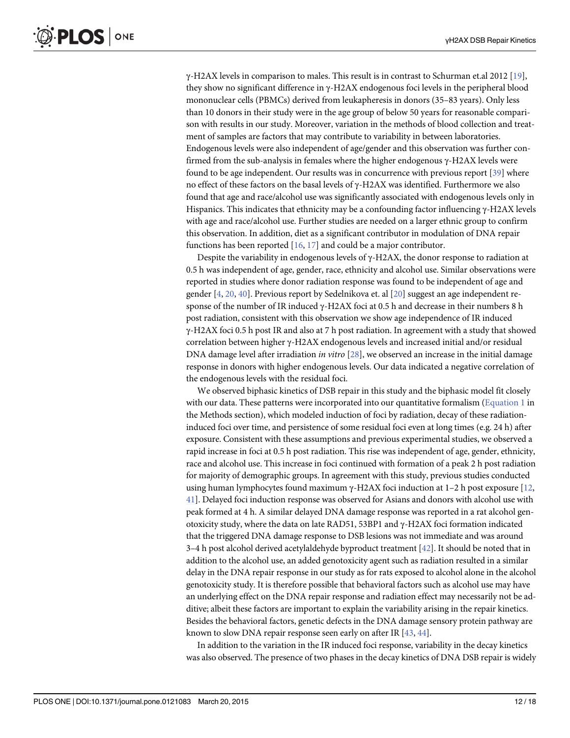γ-H2AX levels in comparison to males. This result is in contrast to Schurman et.al 2012 [19], they show no significant difference in γ-H2AX endogenous foci levels in the peripheral blood mononuclear cells (PBMCs) derived from leukapheresis in donors (35–83 years). Only less than 10 donors in their study were in the age group of below 50 years for reasonable comparison with results in our study. Moreover, variation in the methods of blood collection and treatment of samples are factors that may contribute to variability in between laboratories. Endogenous levels were also independent of age/gender and this observation was further confirmed from the sub-analysis in females where the higher endogenous γ-H2AX levels were found to be age independent. Our results was in concurrence with previous report [39] where no effect of these factors on the basal levels of γ-H2AX was identified. Furthermore we also found that age and race/alcohol use was significantly associated with endogenous levels only in Hispanics. This indicates that ethnicity may be a confounding factor influencing γ-H2AX levels with age and race/alcohol use. Further studies are needed on a larger ethnic group to confirm this observation. In addition, diet as a significant contributor in modulation of DNA repair functions has been reported [16, 17] and could be a major contributor.

Despite the variability in endogenous levels of γ-H2AX, the donor response to radiation at 0.5 h was independent of age, gender, race, ethnicity and alcohol use. Similar observations were reported in studies where donor radiation response was found to be independent of age and gender [4, 20, 40]. Previous report by Sedelnikova et. al [20] suggest an age independent response of the number of IR induced γ-H2AX foci at 0.5 h and decrease in their numbers 8 h post radiation, consistent with this observation we show age independence of IR induced γ-H2AX foci 0.5 h post IR and also at 7 h post radiation. In agreement with a study that showed correlation between higher γ-H2AX endogenous levels and increased initial and/or residual DNA damage level after irradiation *in vitro* [28], we observed an increase in the initial damage response in donors with higher endogenous levels. Our data indicated a negative correlation of the endogenous levels with the residual foci.

We observed biphasic kinetics of DSB repair in this study and the biphasic model fit closely with our data. These patterns were incorporated into our quantitative formalism (Equation 1 in the Methods section), which modeled induction of foci by radiation, decay of these radiation-induced foci over time, and persistence of some residual foci even at long times (e.g. 24 h) after exposure. Consistent with these assumptions and previous experimental studies, we observed a rapid increase in foci at 0.5 h post radiation. This rise was independent of age, gender, ethnicity, race and alcohol use. This increase in foci continued with formation of a peak 2 h post radiation for majority of demographic groups. In agreement with this study, previous studies conducted using human lymphocytes found maximum γ-H2AX foci induction at 1–2 h post exposure [12, 41]. Delayed foci induction response was observed for Asians and donors with alcohol use with peak formed at 4 h. A similar delayed DNA damage response was reported in a rat alcohol genotoxicity study, where the data on late RAD51, 53BP1 and γ-H2AX foci formation indicated that the triggered DNA damage response to DSB lesions was not immediate and was around 3–4 h post alcohol derived acetylaldehyde byproduct treatment [42]. It should be noted that in addition to the alcohol use, an added genotoxicity agent such as radiation resulted in a similar delay in the DNA repair response in our study as for rats exposed to alcohol alone in the alcohol genotoxicity study. It is therefore possible that behavioral factors such as alcohol use may have an underlying effect on the DNA repair response and radiation effect may necessarily not be additive; albeit these factors are important to explain the variability arising in the repair kinetics. Besides the behavioral factors, genetic defects in the DNA damage sensory protein pathway are known to slow DNA repair response seen early on after IR [43, 44].

In addition to the variation in the IR induced foci response, variability in the decay kinetics was also observed. The presence of two phases in the decay kinetics of DNA DSB repair is widely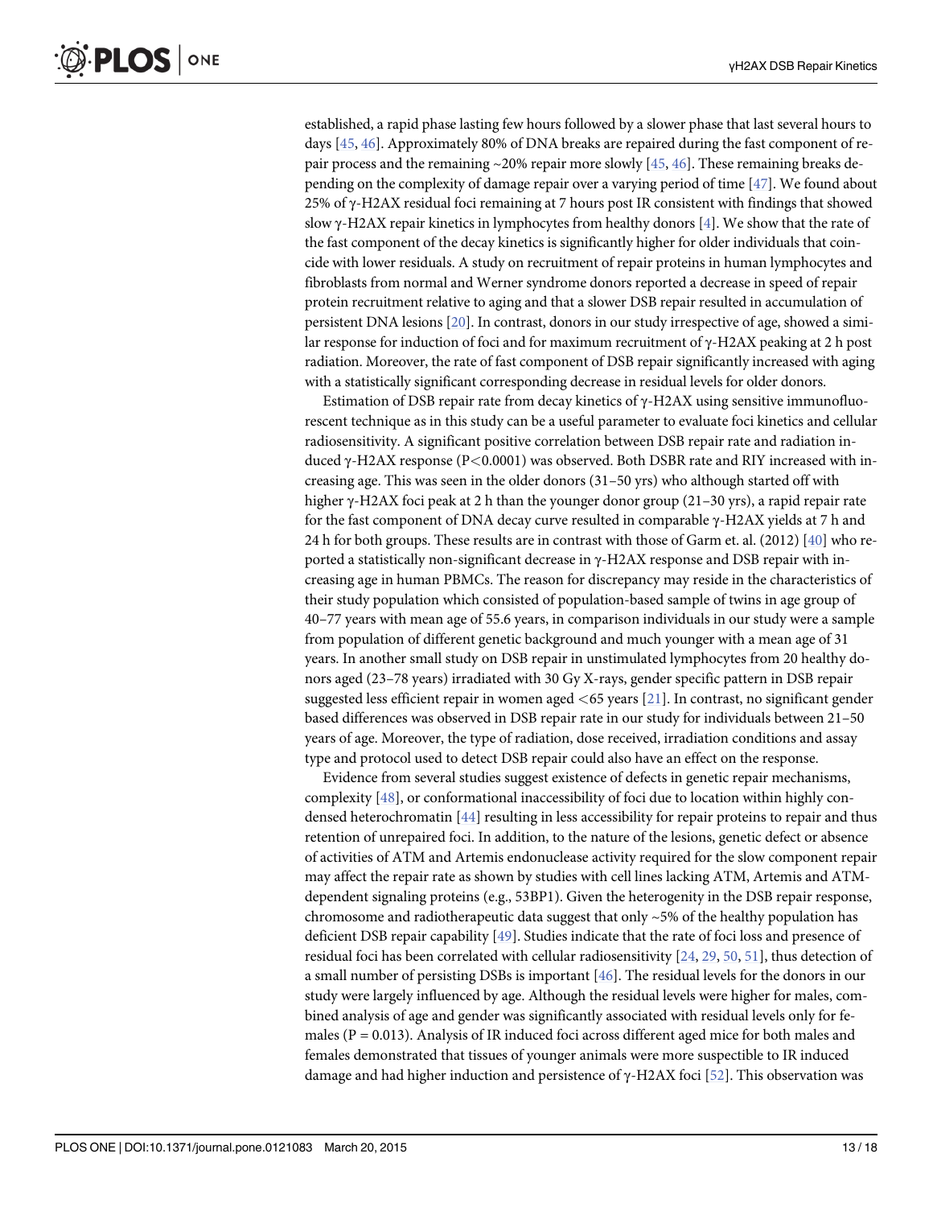established, a rapid phase lasting few hours followed by a slower phase that last several hours to days [45, 46]. Approximately 80% of DNA breaks are repaired during the fast component of repair process and the remaining ~20% repair more slowly [45, 46]. These remaining breaks depending on the complexity of damage repair over a varying period of time [47]. We found about 25% of γ-H2AX residual foci remaining at 7 hours post IR consistent with findings that showed slow γ-H2AX repair kinetics in lymphocytes from healthy donors [4]. We show that the rate of the fast component of the decay kinetics is significantly higher for older individuals that coincide with lower residuals. A study on recruitment of repair proteins in human lymphocytes and fibroblasts from normal and Werner syndrome donors reported a decrease in speed of repair protein recruitment relative to aging and that a slower DSB repair resulted in accumulation of persistent DNA lesions [20]. In contrast, donors in our study irrespective of age, showed a similar response for induction of foci and for maximum recruitment of γ-H2AX peaking at 2 h post radiation. Moreover, the rate of fast component of DSB repair significantly increased with aging with a statistically significant corresponding decrease in residual levels for older donors.

Estimation of DSB repair rate from decay kinetics of γ-H2AX using sensitive immunofluorescent technique as in this study can be a useful parameter to evaluate foci kinetics and cellular radiosensitivity. A significant positive correlation between DSB repair rate and radiation induced γ-H2AX response ($P<0.0001$) was observed. Both DSBR rate and RIY increased with increasing age. This was seen in the older donors (31–50 yrs) who although started off with higher γ-H2AX foci peak at 2 h than the younger donor group (21–30 yrs), a rapid repair rate for the fast component of DNA decay curve resulted in comparable γ-H2AX yields at 7 h and 24 h for both groups. These results are in contrast with those of Garm et. al. (2012) [40] who reported a statistically non-significant decrease in γ-H2AX response and DSB repair with increasing age in human PBMCs. The reason for discrepancy may reside in the characteristics of their study population which consisted of population-based sample of twins in age group of 40–77 years with mean age of 55.6 years, in comparison individuals in our study were a sample from population of different genetic background and much younger with a mean age of 31 years. In another small study on DSB repair in unstimulated lymphocytes from 20 healthy donors aged (23–78 years) irradiated with 30 Gy X-rays, gender specific pattern in DSB repair suggested less efficient repair in women aged <65 years [21]. In contrast, no significant gender based differences was observed in DSB repair rate in our study for individuals between 21–50 years of age. Moreover, the type of radiation, dose received, irradiation conditions and assay type and protocol used to detect DSB repair could also have an effect on the response.

Evidence from several studies suggest existence of defects in genetic repair mechanisms, complexity [48], or conformational inaccessibility of foci due to location within highly condensed heterochromatin [44] resulting in less accessibility for repair proteins to repair and thus retention of unrepaired foci. In addition, to the nature of the lesions, genetic defect or absence of activities of ATM and Artemis endonuclease activity required for the slow component repair may affect the repair rate as shown by studies with cell lines lacking ATM, Artemis and ATM-dependent signaling proteins (e.g., 53BP1). Given the heterogenity in the DSB repair response, chromosome and radiotherapeutic data suggest that only ~5% of the healthy population has deficient DSB repair capability [49]. Studies indicate that the rate of foci loss and presence of residual foci has been correlated with cellular radiosensitivity [24, 29, 50, 51], thus detection of a small number of persisting DSBs is important [46]. The residual levels for the donors in our study were largely influenced by age. Although the residual levels were higher for males, combined analysis of age and gender was significantly associated with residual levels only for females ($P = 0.013$). Analysis of IR induced foci across different aged mice for both males and females demonstrated that tissues of younger animals were more suspectible to IR induced damage and had higher induction and persistence of γ-H2AX foci [52]. This observation was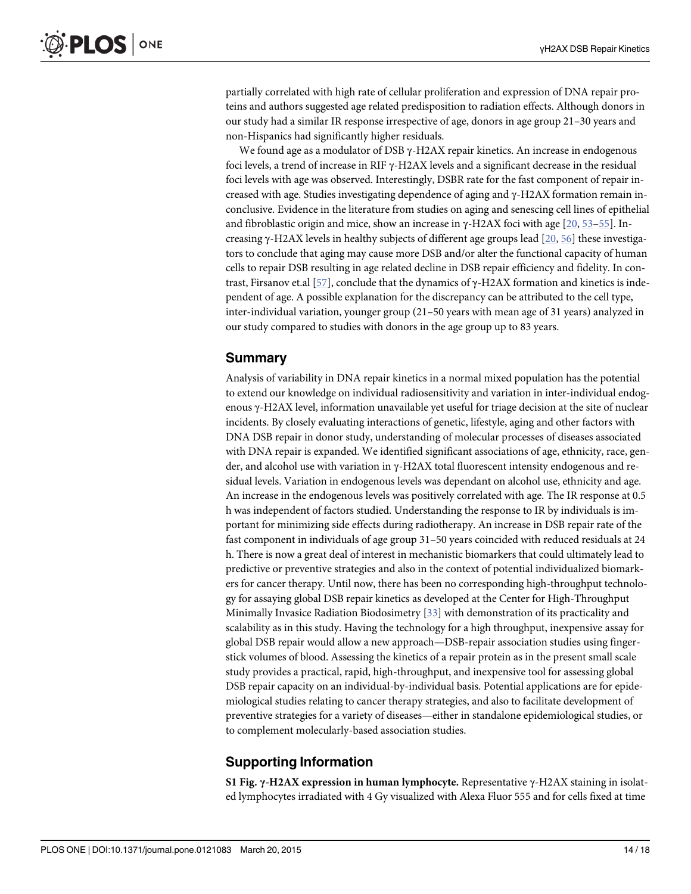partially correlated with high rate of cellular proliferation and expression of DNA repair proteins and authors suggested age related predisposition to radiation effects. Although donors in our study had a similar IR response irrespective of age, donors in age group 21–30 years and non-Hispanics had significantly higher residuals.

We found age as a modulator of DSB γ-H2AX repair kinetics. An increase in endogenous foci levels, a trend of increase in RIF γ-H2AX levels and a significant decrease in the residual foci levels with age was observed. Interestingly, DSBR rate for the fast component of repair increased with age. Studies investigating dependence of aging and γ-H2AX formation remain inconclusive. Evidence in the literature from studies on aging and senescing cell lines of epithelial and fibroblastic origin and mice, show an increase in γ-H2AX foci with age [20, 53–55]. Increasing γ-H2AX levels in healthy subjects of different age groups lead [20, 56] these investigators to conclude that aging may cause more DSB and/or alter the functional capacity of human cells to repair DSB resulting in age related decline in DSB repair efficiency and fidelity. In contrast, Firsanov et.al [57], conclude that the dynamics of γ-H2AX formation and kinetics is independent of age. A possible explanation for the discrepancy can be attributed to the cell type, inter-individual variation, younger group (21–50 years with mean age of 31 years) analyzed in our study compared to studies with donors in the age group up to 83 years.

## Summary

Analysis of variability in DNA repair kinetics in a normal mixed population has the potential to extend our knowledge on individual radiosensitivity and variation in inter-individual endogenous γ-H2AX level, information unavailable yet useful for triage decision at the site of nuclear incidents. By closely evaluating interactions of genetic, lifestyle, aging and other factors with DNA DSB repair in donor study, understanding of molecular processes of diseases associated with DNA repair is expanded. We identified significant associations of age, ethnicity, race, gender, and alcohol use with variation in γ-H2AX total fluorescent intensity endogenous and residual levels. Variation in endogenous levels was dependant on alcohol use, ethnicity and age. An increase in the endogenous levels was positively correlated with age. The IR response at 0.5 h was independent of factors studied. Understanding the response to IR by individuals is important for minimizing side effects during radiotherapy. An increase in DSB repair rate of the fast component in individuals of age group 31–50 years coincided with reduced residuals at 24 h. There is now a great deal of interest in mechanistic biomarkers that could ultimately lead to predictive or preventive strategies and also in the context of potential individualized biomarkers for cancer therapy. Until now, there has been no corresponding high-throughput technology for assaying global DSB repair kinetics as developed at the Center for High-Throughput Minimally Invasice Radiation Biodosimetry [33] with demonstration of its practicality and scalability as in this study. Having the technology for a high throughput, inexpensive assay for global DSB repair would allow a new approach—DSB-repair association studies using fingerstick volumes of blood. Assessing the kinetics of a repair protein as in the present small scale study provides a practical, rapid, high-throughput, and inexpensive tool for assessing global DSB repair capacity on an individual-by-individual basis. Potential applications are for epidemiological studies relating to cancer therapy strategies, and also to facilitate development of preventive strategies for a variety of diseases—either in standalone epidemiological studies, or to complement molecularly-based association studies.

## Supporting Information

**S1 Fig. γ-H2AX expression in human lymphocyte.** Representative γ-H2AX staining in isolated lymphocytes irradiated with 4 Gy visualized with Alexa Fluor 555 and for cells fixed at time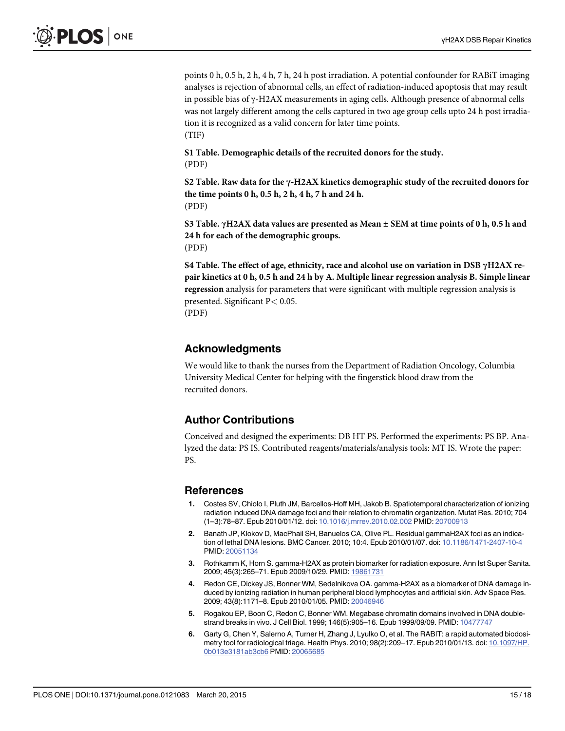points 0 h, 0.5 h, 2 h, 4 h, 7 h, 24 h post irradiation. A potential confounder for RABiT imaging analyses is rejection of abnormal cells, an effect of radiation-induced apoptosis that may result in possible bias of γ-H2AX measurements in aging cells. Although presence of abnormal cells was not largely different among the cells captured in two age group cells upto 24 h post irradiation it is recognized as a valid concern for later time points.
(TIF)

**S1 Table. Demographic details of the recruited donors for the study.**
(PDF)

**S2 Table. Raw data for the γ-H2AX kinetics demographic study of the recruited donors for the time points 0 h, 0.5 h, 2 h, 4 h, 7 h and 24 h.**
(PDF)

**S3 Table. γH2AX data values are presented as Mean ± SEM at time points of 0 h, 0.5 h and 24 h for each of the demographic groups.**
(PDF)

**S4 Table. The effect of age, ethnicity, race and alcohol use on variation in DSB γH2AX repair kinetics at 0 h, 0.5 h and 24 h by A. Multiple linear regression analysis B. Simple linear regression** analysis for parameters that were significant with multiple regression analysis is presented. Significant $P < 0.05$.
(PDF)

## Acknowledgments

We would like to thank the nurses from the Department of Radiation Oncology, Columbia University Medical Center for helping with the fingerstick blood draw from the recruited donors.

## Author Contributions

Conceived and designed the experiments: DB HT PS. Performed the experiments: PS BP. Analyzed the data: PS IS. Contributed reagents/materials/analysis tools: MT IS. Wrote the paper: PS.

## References

1. Costes SV, Chiolo I, Pluth JM, Barcellos-Hoff MH, Jakob B. Spatiotemporal characterization of ionizing radiation induced DNA damage foci and their relation to chromatin organization. Mutat Res. 2010; 704 (1–3):78–87. Epub 2010/01/12. doi: 10.1016/j.mrrev.2010.02.002 PMID: 20700913
2. Banath JP, Klokov D, MacPhail SH, Banuelos CA, Olive PL. Residual gammaH2AX foci as an indication of lethal DNA lesions. BMC Cancer. 2010; 10:4. Epub 2010/01/07. doi: 10.1186/1471-2407-10-4 PMID: 20051134
3. Rothkamm K, Horn S. gamma-H2AX as protein biomarker for radiation exposure. Ann Ist Super Sanita. 2009; 45(3):265–71. Epub 2009/10/29. PMID: 19861731
4. Redon CE, Dickey JS, Bonner WM, Sedelnikova OA. gamma-H2AX as a biomarker of DNA damage induced by ionizing radiation in human peripheral blood lymphocytes and artificial skin. Adv Space Res. 2009; 43(8):1171–8. Epub 2010/01/05. PMID: 20046946
5. Rogakou EP, Boon C, Redon C, Bonner WM. Megabase chromatin domains involved in DNA double-strand breaks in vivo. J Cell Biol. 1999; 146(5):905–16. Epub 1999/09/09. PMID: 10477747
6. Garty G, Chen Y, Salerno A, Turner H, Zhang J, Lyulko O, et al. The RABIT: a rapid automated biodosimetry tool for radiological triage. Health Phys. 2010; 98(2):209–17. Epub 2010/01/13. doi: 10.1097/HP.0b013e3181ab3cb6 PMID: 20065685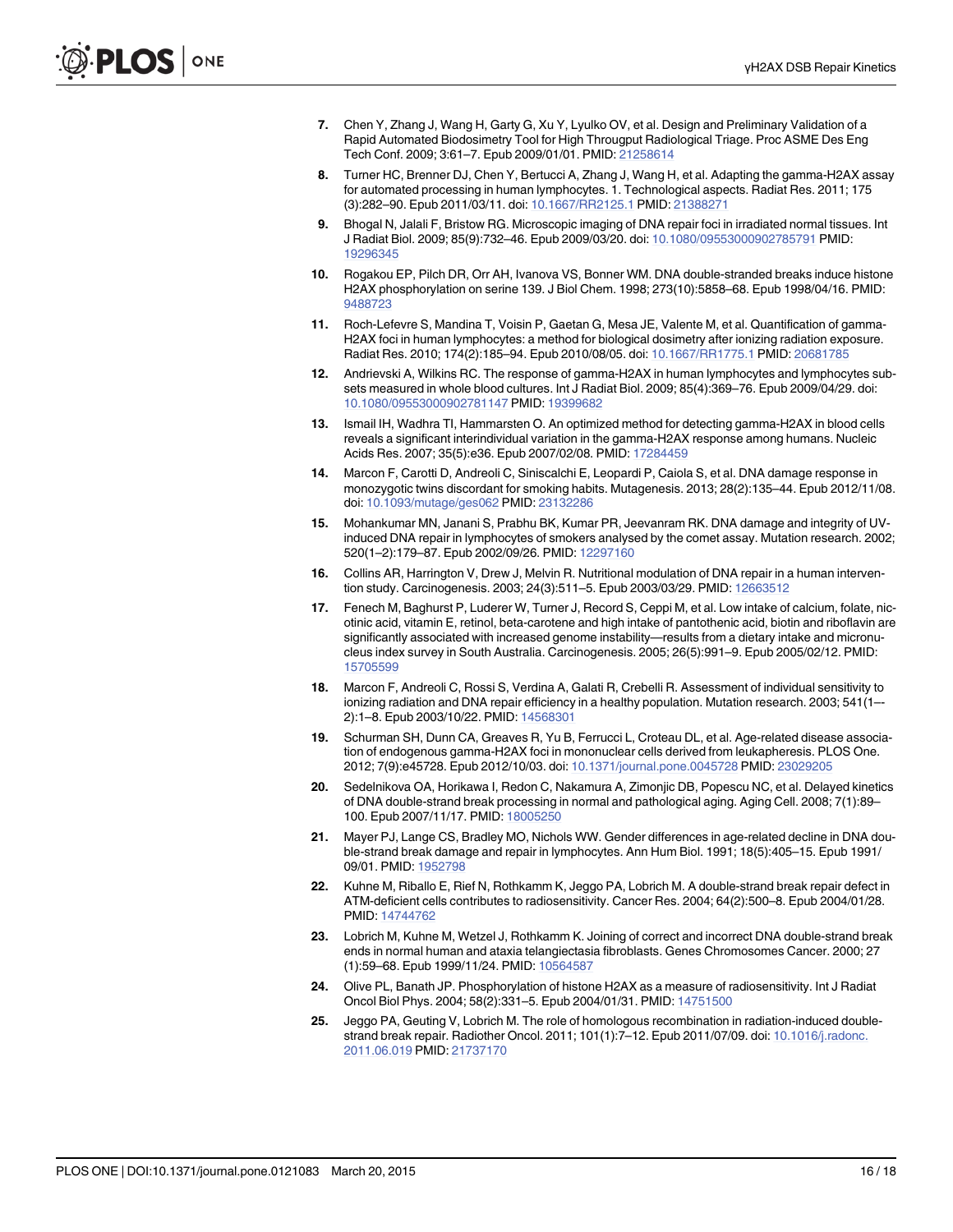7. Chen Y, Zhang J, Wang H, Garty G, Xu Y, Lyulko OV, et al. Design and Preliminary Validation of a Rapid Automated Biodosimetry Tool for High Througput Radiological Triage. Proc ASME Des Eng Tech Conf. 2009; 3:61–7. Epub 2009/01/01. PMID: 21258614
8. Turner HC, Brenner DJ, Chen Y, Bertucci A, Zhang J, Wang H, et al. Adapting the gamma-H2AX assay for automated processing in human lymphocytes. 1. Technological aspects. Radiat Res. 2011; 175 (3):282–90. Epub 2011/03/11. doi: 10.1667/RR2125.1 PMID: 21388271
9. Bhogal N, Jalali F, Bristow RG. Microscopic imaging of DNA repair foci in irradiated normal tissues. Int J Radiat Biol. 2009; 85(9):732–46. Epub 2009/03/20. doi: 10.1080/09553000902785791 PMID: 19296345
10. Rogakou EP, Pilch DR, Orr AH, Ivanova VS, Bonner WM. DNA double-stranded breaks induce histone H2AX phosphorylation on serine 139. J Biol Chem. 1998; 273(10):5858–68. Epub 1998/04/16. PMID: 9488723
11. Roch-Lefevre S, Mandina T, Voisin P, Gaetan G, Mesa JE, Valente M, et al. Quantification of gamma-H2AX foci in human lymphocytes: a method for biological dosimetry after ionizing radiation exposure. Radiat Res. 2010; 174(2):185–94. Epub 2010/08/05. doi: 10.1667/RR1775.1 PMID: 20681785
12. Andrievski A, Wilkins RC. The response of gamma-H2AX in human lymphocytes and lymphocytes subsets measured in whole blood cultures. Int J Radiat Biol. 2009; 85(4):369–76. Epub 2009/04/29. doi: 10.1080/09553000902781147 PMID: 19399682
13. Ismail IH, Wadhra TI, Hammarsten O. An optimized method for detecting gamma-H2AX in blood cells reveals a significant interindividual variation in the gamma-H2AX response among humans. Nucleic Acids Res. 2007; 35(5):e36. Epub 2007/02/08. PMID: 17284459
14. Marcon F, Carotti D, Andreoli C, Siniscalchi E, Leopardi P, Caiola S, et al. DNA damage response in monozygotic twins discordant for smoking habits. Mutagenesis. 2013; 28(2):135–44. Epub 2012/11/08. doi: 10.1093/mutage/ges062 PMID: 23132286
15. Mohankumar MN, Janani S, Prabhu BK, Kumar PR, Jeevanram RK. DNA damage and integrity of UV-induced DNA repair in lymphocytes of smokers analysed by the comet assay. Mutation research. 2002; 520(1–2):179–87. Epub 2002/09/26. PMID: 12297160
16. Collins AR, Harrington V, Drew J, Melvin R. Nutritional modulation of DNA repair in a human intervention study. Carcinogenesis. 2003; 24(3):511–5. Epub 2003/03/29. PMID: 12663512
17. Fenech M, Baghurst P, Luderer W, Turner J, Record S, Ceppi M, et al. Low intake of calcium, folate, nicotinic acid, vitamin E, retinol, beta-carotene and high intake of pantothenic acid, biotin and riboflavin are significantly associated with increased genome instability—results from a dietary intake and micronucleus index survey in South Australia. Carcinogenesis. 2005; 26(5):991–9. Epub 2005/02/12. PMID: 15705599
18. Marcon F, Andreoli C, Rossi S, Verdina A, Galati R, Crebelli R. Assessment of individual sensitivity to ionizing radiation and DNA repair efficiency in a healthy population. Mutation research. 2003; 541(1––2):1–8. Epub 2003/10/22. PMID: 14568301
19. Schurman SH, Dunn CA, Greaves R, Yu B, Ferrucci L, Croteau DL, et al. Age-related disease association of endogenous gamma-H2AX foci in mononuclear cells derived from leukapheresis. PLOS One. 2012; 7(9):e45728. Epub 2012/10/03. doi: 10.1371/journal.pone.0045728 PMID: 23029205
20. Sedelnikova OA, Horikawa I, Redon C, Nakamura A, Zimonjic DB, Popescu NC, et al. Delayed kinetics of DNA double-strand break processing in normal and pathological aging. Aging Cell. 2008; 7(1):89–100. Epub 2007/11/17. PMID: 18005250
21. Mayer PJ, Lange CS, Bradley MO, Nichols WW. Gender differences in age-related decline in DNA double-strand break damage and repair in lymphocytes. Ann Hum Biol. 1991; 18(5):405–15. Epub 1991/09/01. PMID: 1952798
22. Kuhne M, Riballo E, Rief N, Rothkamm K, Jeggo PA, Lobrich M. A double-strand break repair defect in ATM-deficient cells contributes to radiosensitivity. Cancer Res. 2004; 64(2):500–8. Epub 2004/01/28. PMID: 14744762
23. Lobrich M, Kuhne M, Wetzel J, Rothkamm K. Joining of correct and incorrect DNA double-strand break ends in normal human and ataxia telangiectasia fibroblasts. Genes Chromosomes Cancer. 2000; 27 (1):59–68. Epub 1999/11/24. PMID: 10564587
24. Olive PL, Banath JP. Phosphorylation of histone H2AX as a measure of radiosensitivity. Int J Radiat Oncol Biol Phys. 2004; 58(2):331–5. Epub 2004/01/31. PMID: 14751500
25. Jeggo PA, Geuting V, Lobrich M. The role of homologous recombination in radiation-induced double-strand break repair. Radiother Oncol. 2011; 101(1):7–12. Epub 2011/07/09. doi: 10.1016/j.radonc.2011.06.019 PMID: 21737170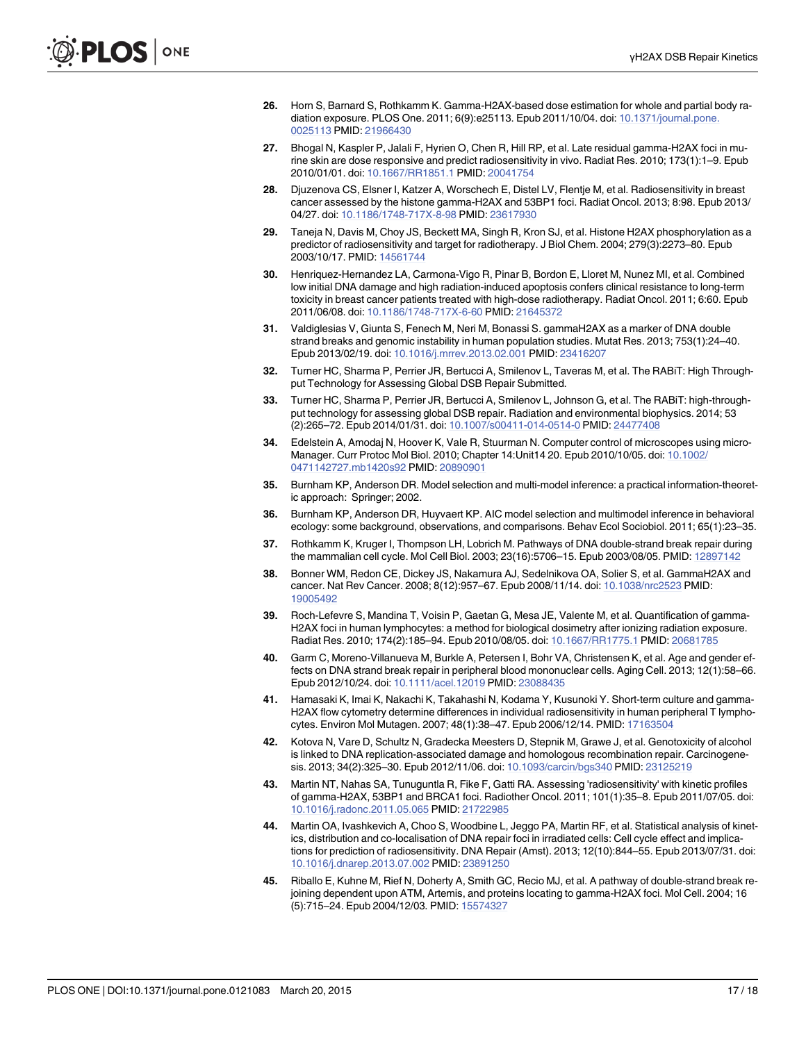26. Horn S, Barnard S, Rothkamm K. Gamma-H2AX-based dose estimation for whole and partial body radiation exposure. PLOS One. 2011; 6(9):e25113. Epub 2011/10/04. doi: 10.1371/journal.pone.0025113 PMID: 21966430

27. Bhogal N, Kaspler P, Jalali F, Hyrien O, Chen R, Hill RP, et al. Late residual gamma-H2AX foci in murine skin are dose responsive and predict radiosensitivity in vivo. Radiat Res. 2010; 173(1):1–9. Epub 2010/01/01. doi: 10.1667/RR1851.1 PMID: 20041754

28. Djuzenova CS, Elsner I, Katzer A, Worschech E, Distel LV, Flentje M, et al. Radiosensitivity in breast cancer assessed by the histone gamma-H2AX and 53BP1 foci. Radiat Oncol. 2013; 8:98. Epub 2013/04/27. doi: 10.1186/1748-717X-8-98 PMID: 23617930

29. Taneja N, Davis M, Choy JS, Beckett MA, Singh R, Kron SJ, et al. Histone H2AX phosphorylation as a predictor of radiosensitivity and target for radiotherapy. J Biol Chem. 2004; 279(3):2273–80. Epub 2003/10/17. PMID: 14561744

30. Henriquez-Hernandez LA, Carmona-Vigo R, Pinar B, Bordon E, Lloret M, Nunez MI, et al. Combined low initial DNA damage and high radiation-induced apoptosis confers clinical resistance to long-term toxicity in breast cancer patients treated with high-dose radiotherapy. Radiat Oncol. 2011; 6:60. Epub 2011/06/08. doi: 10.1186/1748-717X-6-60 PMID: 21645372

31. Valdiglesias V, Giunta S, Fenech M, Neri M, Bonassi S. gammaH2AX as a marker of DNA double strand breaks and genomic instability in human population studies. Mutat Res. 2013; 753(1):24–40. Epub 2013/02/19. doi: 10.1016/j.mrrev.2013.02.001 PMID: 23416207

32. Turner HC, Sharma P, Perrier JR, Bertucci A, Smilenov L, Taveras M, et al. The RABiT: High Throughput Technology for Assessing Global DSB Repair Submitted.

33. Turner HC, Sharma P, Perrier JR, Bertucci A, Smilenov L, Johnson G, et al. The RABiT: high-throughput technology for assessing global DSB repair. Radiation and environmental biophysics. 2014; 53(2):265–72. Epub 2014/01/31. doi: 10.1007/s00411-014-0514-0 PMID: 24477408

34. Edelstein A, Amodaj N, Hoover K, Vale R, Stuurman N. Computer control of microscopes using micro-Manager. Curr Protoc Mol Biol. 2010; Chapter 14:Unit14 20. Epub 2010/10/05. doi: 10.1002/0471142727.mb1420s92 PMID: 20890901

35. Burnham KP, Anderson DR. Model selection and multi-model inference: a practical information-theoretic approach: Springer; 2002.

36. Burnham KP, Anderson DR, Huyvaert KP. AIC model selection and multimodel inference in behavioral ecology: some background, observations, and comparisons. Behav Ecol Sociobiol. 2011; 65(1):23–35.

37. Rothkamm K, Kruger I, Thompson LH, Lobrich M. Pathways of DNA double-strand break repair during the mammalian cell cycle. Mol Cell Biol. 2003; 23(16):5706–15. Epub 2003/08/05. PMID: 12897142

38. Bonner WM, Redon CE, Dickey JS, Nakamura AJ, Sedelnikova OA, Solier S, et al. GammaH2AX and cancer. Nat Rev Cancer. 2008; 8(12):957–67. Epub 2008/11/14. doi: 10.1038/nrc2523 PMID: 19005492

39. Roch-Lefevre S, Mandina T, Voisin P, Gaetan G, Mesa JE, Valente M, et al. Quantification of gamma-H2AX foci in human lymphocytes: a method for biological dosimetry after ionizing radiation exposure. Radiat Res. 2010; 174(2):185–94. Epub 2010/08/05. doi: 10.1667/RR1775.1 PMID: 20681785

40. Garm C, Moreno-Villanueva M, Burkle A, Petersen I, Bohr VA, Christensen K, et al. Age and gender effects on DNA strand break repair in peripheral blood mononuclear cells. Aging Cell. 2013; 12(1):58–66. Epub 2012/10/24. doi: 10.1111/acel.12019 PMID: 23088435

41. Hamasaki K, Imai K, Nakachi K, Takahashi N, Kodama Y, Kusunoki Y. Short-term culture and gamma-H2AX flow cytometry determine differences in individual radiosensitivity in human peripheral T lymphocytes. Environ Mol Mutagen. 2007; 48(1):38–47. Epub 2006/12/14. PMID: 17163504

42. Kotova N, Vare D, Schultz N, Gradecka Meesters D, Stepnik M, Grawe J, et al. Genotoxicity of alcohol is linked to DNA replication-associated damage and homologous recombination repair. Carcinogenesis. 2013; 34(2):325–30. Epub 2012/11/06. doi: 10.1093/carcin/bgs340 PMID: 23125219

43. Martin NT, Nahas SA, Tunuguntla R, Fike F, Gatti RA. Assessing 'radiosensitivity' with kinetic profiles of gamma-H2AX, 53BP1 and BRCA1 foci. Radiother Oncol. 2011; 101(1):35–8. Epub 2011/07/05. doi: 10.1016/j.radonc.2011.05.065 PMID: 21722985

44. Martin OA, Ivashkevich A, Choo S, Woodbine L, Jeggo PA, Martin RF, et al. Statistical analysis of kinetics, distribution and co-localisation of DNA repair foci in irradiated cells: Cell cycle effect and implications for prediction of radiosensitivity. DNA Repair (Amst). 2013; 12(10):844–55. Epub 2013/07/31. doi: 10.1016/j.dnarep.2013.07.002 PMID: 23891250

45. Riballo E, Kuhne M, Rief N, Doherty A, Smith GC, Recio MJ, et al. A pathway of double-strand break rejoining dependent upon ATM, Artemis, and proteins locating to gamma-H2AX foci. Mol Cell. 2004; 16(5):715–24. Epub 2004/12/03. PMID: 15574327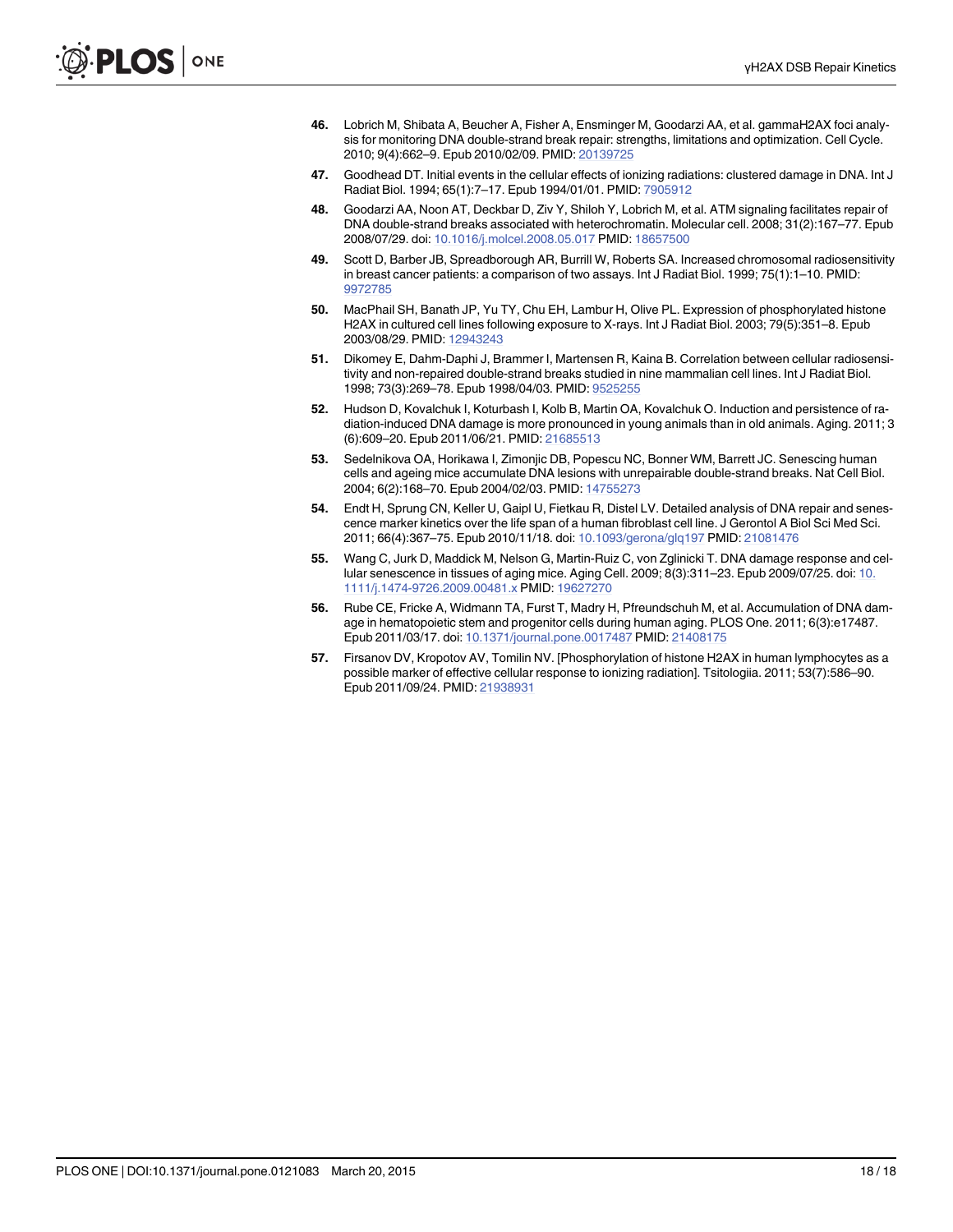46. Lobrich M, Shibata A, Beucher A, Fisher A, Ensminger M, Goodarzi AA, et al. gammaH2AX foci analysis for monitoring DNA double-strand break repair: strengths, limitations and optimization. Cell Cycle. 2010; 9(4):662–9. Epub 2010/02/09. PMID: 20139725

47. Goodhead DT. Initial events in the cellular effects of ionizing radiations: clustered damage in DNA. Int J Radiat Biol. 1994; 65(1):7–17. Epub 1994/01/01. PMID: 7905912

48. Goodarzi AA, Noon AT, Deckbar D, Ziv Y, Shiloh Y, Lobrich M, et al. ATM signaling facilitates repair of DNA double-strand breaks associated with heterochromatin. Molecular cell. 2008; 31(2):167–77. Epub 2008/07/29. doi: 10.1016/j.molcel.2008.05.017 PMID: 18657500

49. Scott D, Barber JB, Spreadborough AR, Burrill W, Roberts SA. Increased chromosomal radiosensitivity in breast cancer patients: a comparison of two assays. Int J Radiat Biol. 1999; 75(1):1–10. PMID: 9972785

50. MacPhail SH, Banath JP, Yu TY, Chu EH, Lambur H, Olive PL. Expression of phosphorylated histone H2AX in cultured cell lines following exposure to X-rays. Int J Radiat Biol. 2003; 79(5):351–8. Epub 2003/08/29. PMID: 12943243

51. Dikomey E, Dahm-Daphi J, Brammer I, Martensen R, Kaina B. Correlation between cellular radiosensitivity and non-repaired double-strand breaks studied in nine mammalian cell lines. Int J Radiat Biol. 1998; 73(3):269–78. Epub 1998/04/03. PMID: 9525255

52. Hudson D, Kovalchuk I, Koturbash I, Kolb B, Martin OA, Kovalchuk O. Induction and persistence of radiation-induced DNA damage is more pronounced in young animals than in old animals. Aging. 2011; 3 (6):609–20. Epub 2011/06/21. PMID: 21685513

53. Sedelnikova OA, Horikawa I, Zimonjic DB, Popescu NC, Bonner WM, Barrett JC. Senescing human cells and ageing mice accumulate DNA lesions with unrepairable double-strand breaks. Nat Cell Biol. 2004; 6(2):168–70. Epub 2004/02/03. PMID: 14755273

54. Endt H, Sprung CN, Keller U, Gaipl U, Fietkau R, Distel LV. Detailed analysis of DNA repair and senescence marker kinetics over the life span of a human fibroblast cell line. J Gerontol A Biol Sci Med Sci. 2011; 66(4):367–75. Epub 2010/11/18. doi: 10.1093/gerona/glq197 PMID: 21081476

55. Wang C, Jurk D, Maddick M, Nelson G, Martin-Ruiz C, von Zglinicki T. DNA damage response and cellular senescence in tissues of aging mice. Aging Cell. 2009; 8(3):311–23. Epub 2009/07/25. doi: 10.1111/j.1474-9726.2009.00481.x PMID: 19627270

56. Rube CE, Fricke A, Widmann TA, Furst T, Madry H, Pfreundschuh M, et al. Accumulation of DNA damage in hematopoietic stem and progenitor cells during human aging. PLOS One. 2011; 6(3):e17487. Epub 2011/03/17. doi: 10.1371/journal.pone.0017487 PMID: 21408175

57. Firsanov DV, Kropotov AV, Tomilin NV. [Phosphorylation of histone H2AX in human lymphocytes as a possible marker of effective cellular response to ionizing radiation]. Tsitologiia. 2011; 53(7):586–90. Epub 2011/09/24. PMID: 21938931